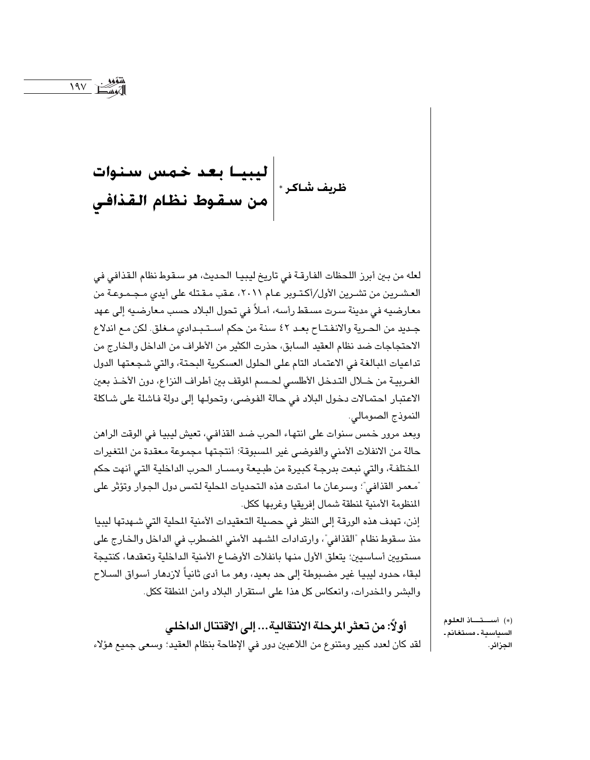# ليبيا بعد خمس سنوات من سقوط نظام القذافي

ظريف شاكر *

لعله من بين أبرز اللحظات الفارقة في تاريخ ليبيا الحديث، هو سقوط نظام القذافي في العشرين من تشرين الأول/أكتوبر عام ٢٠١١، عقب مقتله على أيدي مجموعة من معارضيه في مدينة سرت مسقط رأسه، أملاً في تحول البلاد حسب معارضيه إلى عهد جديد من الحرية والانفتاح بعد ٤٢ سنة من حكم استبدادي مغلق. لكن مع اندلاع الاحتجاجات ضد نظام العقيد السابق، حذرت الكثير من الأطراف من الداخل والخارج من تداعيات المبالغة في الاعتماد التام على الحلول العسكرية البحتة، والتي شجعتها الدول الغربية من خلال التدخل الأطلسي لحسم الموقف بين أطراف النزاع، دون الأخذ بعين الاعتبار احتمالات دخول البلاد في حالة الفوضى، وتحولها إلى دولة فاشلة على شاكلة النموذج الصومالي.

وبعد مرور خمس سنوات على انتهاء الحرب ضد القذافي، تعيش ليبيا في الوقت الراهن حالة من الانفلات الأمني والفوضى غير المسبوقة؛ أنتجتها مجموعة معقدة من المتغيرات المختلفة، والتي نبعت بدرجة كبيرة من طبيعة ومسار الحرب الداخلية التي أنهت حكم "معمر القذافي"؛ وسرعان ما امتدت هذه التحديات المحلية لتمس دول الجوار وتؤثر على المنظومة الأمنية لمنطقة شمال إفريقيا وغربها ككل.

إذن، تهدف هذه الورقة إلى النظر في حصيلة التعقيدات الأمنية المحلية التي شهدتها ليبيا منذ سقوط نظام "القذافي"، وارتدادات المشهد الأمني المضطرب في الداخل والخارج على مستويين أساسيين؛ يتعلق الأول منها بانفلات الأوضاع الأمنية الداخلية وتعقدها، كنتيجة لبقاء حدود ليبيا غير مضبوطة إلى حد بعيد، وهو ما أدى ثانياً لازدهار أسواق السلاح والبشر والمخدرات، وانعكاس كل هذا على استقرار البلاد وامن المنطقة ككل.

## أولاً: من تعثر المرحلة الانتقالية... إلى الاقتتال الداخلي

لقد كان لعدد كبير ومتنوع من اللاعبين دور في الإطاحة بنظام العقيد؛ وسعى جميع هؤلاء

(*) أستاذ العلوم السياسية - مستغانم - الجزائر.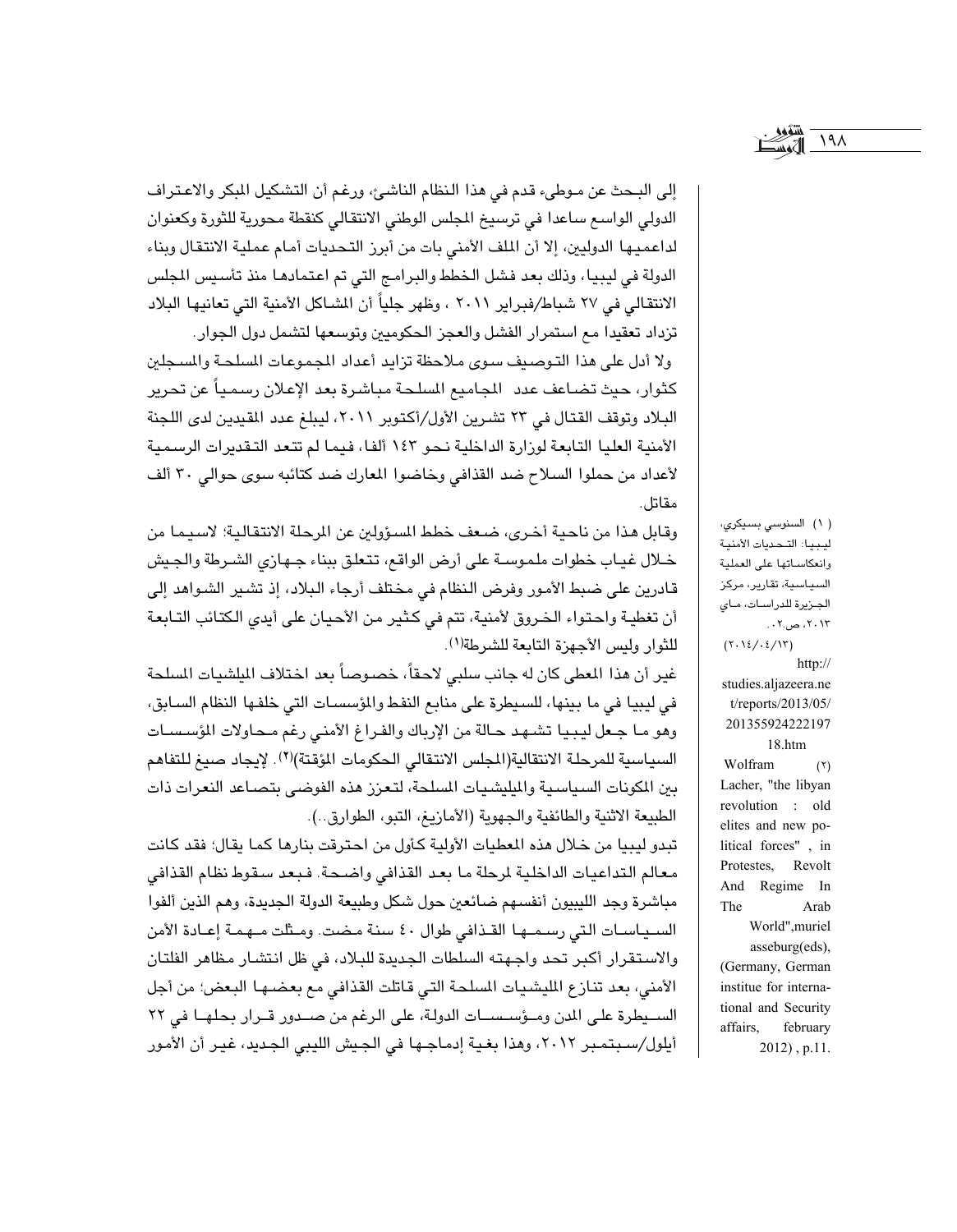إلى البحث عن موطىء قدم في هذا النظام الناشئ، ورغم أن التشكيل المبكر والاعتراف الدولي الواسع ساعدا في ترسيخ المجلس الوطني الانتقالي كنقطة محورية للثورة وكعنوان لداعميها الدوليين، إلا أن الملف الأمني بات من أبرز التحديات أمام عملية الانتقال وبناء الدولة في ليبيا، وذلك بعد فشل الخطط والبرامج التي تم اعتمادها منذ تأسيس المجلس الانتقالي في ٢٧ شباط/فبراير ٢٠١١ ، وظهر جلياً أن المشاكل الأمنية التي تعانيها البلاد تزداد تعقيدا مع استمرار الفشل والعجز الحكوميين وتوسعها لتشمل دول الجوار.

ولا أدل على هذا التوصيف سوى ملاحظة تزايد أعداد المجموعات المسلحة والمسجلين كثوار، حيث تضاعف عدد المجاميع المسلحة مباشرة بعد الإعلان رسمياً عن تحرير البلاد وتوقف القتال في ٢٣ تشرين الأول/أكتوبر ٢٠١١، ليبلغ عدد المقيدين لدى اللجنة الأمنية العليا التابعة لوزارة الداخلية نحو ١٤٣ ألفا، فيما لم تتعد التقديرات الرسمية لأعداد من حملوا السلاح ضد القذافي وخاضوا المعارك ضد كتائبه سوى حوالي ٣٠ ألف مقاتل.

وقابل هذا من ناحية أخرى، ضعف خطط المسؤولين عن المرحلة الانتقالية؛ لاسيما من خلال غياب خطوات ملموسة على أرض الواقع، تتعلق ببناء جهازي الشرطة والجيش قادرين على ضبط الأمور وفرض النظام في مختلف أرجاء البلاد، إذ تشير الشواهد إلى أن تغطية واحتواء الخروق لأمنية، تتم في كثير من الأحيان على أيدي الكتائب التابعة للثوار وليس الأجهزة التابعة للشرطة[1].

غير أن هذا المعطى كان له جانب سلبي لاحقاً، خصوصاً بعد اختلاف الميلشيات المسلحة في ليبيا في ما بينها، للسيطرة على منابع النفط والمؤسسات التي خلفها النظام السابق، وهو ما جعل ليبيا تشهد حالة من الإرباك والفراغ الأمني رغم محاولات المؤسسات السياسية للمرحلة الانتقالية(المجلس الانتقالي الحكومات المؤقتة)[2]. لإيجاد صيغ للتفاهم بين المكونات السياسية والميليشيات المسلحة، لتعزز هذه الفوضى بتصاعد النعرات ذات الطبيعة الاثنية والطائفية والجهوية (الأمازيغ، التبو، الطوارق..).

تبدو ليبيا من خلال هذه المعطيات الأولية كأول من احترقت بنارها كما يقال؛ فقد كانت معالم التداعيات الداخلية لمرحلة ما بعد القذافي واضحة. فبعد سقوط نظام القذافي مباشرة وجد الليبيون أنفسهم ضائعين حول شكل وطبيعة الدولة الجديدة، وهم الذين ألفوا السياسات التي رسمها القذافي طوال ٤٠ سنة مضت. ومثلت مهمة إعادة الأمن والاستقرار أكبر تحد واجهته السلطات الجديدة للبلاد، في ظل انتشار مظاهر الفلتان الأمني، بعد تنازع الميليشيات المسلحة التي قاتلت القذافي مع بعضها البعض؛ من أجل السيطرة على المدن ومؤسسات الدولة، على الرغم من صدور قرار بحلها في ٢٢ أيلول/سبتمبر ٢٠١٢، وهذا بغية إدماجها في الجيش الليبي الجديد، غير أن الأمور

---

(١) السنوسي بسيكري، ليبيا: التحديات الأمنية وانعكاساتها على العملية السياسية، تقارير، مركز الجزيرة للدراسات، ماي ٢٠١٣، ص.٢. (٢٠١٤/٠٤/١٣) http://studies.aljazeera.net/reports/2013/05/201355924222197 18.htm

(٢) Wolfram Lacher, "the libyan revolution : old elites and new political forces" , in Protestes, Revolt And Regime In The Arab World",muriel asseburg(eds), (Germany, German institue for international and Security affairs, february 2012) , p.11.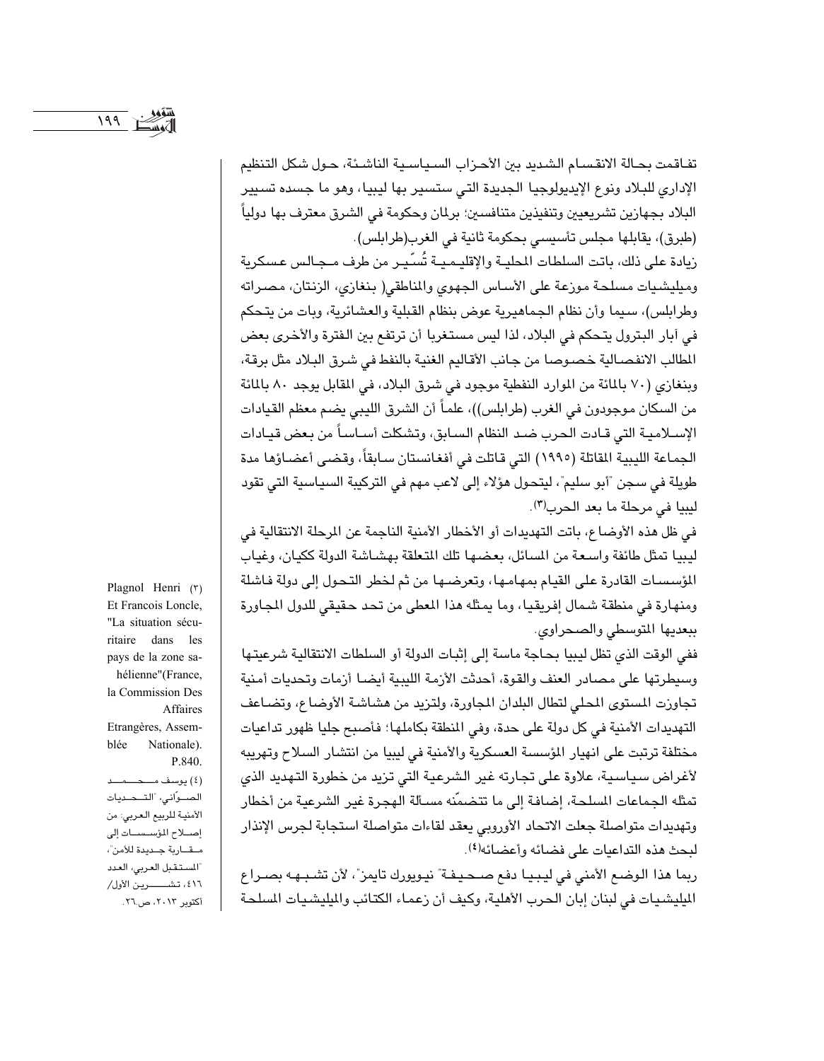تفاقمت بحالة الانقسام الشديد بين الأحزاب السياسية الناشئة، حول شكل التنظيم الإداري للبلاد ونوع الإيديولوجيا الجديدة التي ستسير بها ليبيا، وهو ما جسده تسيير البلاد بجهازين تشريعيين وتنفيذين متنافسين؛ برلمان وحكومة في الشرق معترف بها دولياً (طبرق)، يقابلها مجلس تأسيسي بحكومة ثانية في الغرب(طرابلس).

زيادة على ذلك، باتت السلطات المحلية والإقليمية تُسّير من طرف مجالس عسكرية وميليشيات مسلحة موزعة على الأساس الجهوي والمناطقي( بنغازي، الزنتان، مصراته وطرابلس)، سيما وأن نظام الجماهيرية عوض بنظام القبلية والعشائرية، وبات من يتحكم في آبار البترول يتحكم في البلاد، لذا ليس مستغربا أن ترتفع بين الفترة والأخرى بعض المطالب الانفصالية خصوصا من جانب الأقاليم الغنية بالنفط في شرق البلاد مثل برقة، وبنغازي (٧٠ بالمائة من الموارد النفطية موجود في شرق البلاد، في المقابل يوجد ٨٠ بالمائة من السكان موجودون في الغرب (طرابلس))، علماً أن الشرق الليبي يضم معظم القيادات الإسلامية التي قادت الحرب ضد النظام السابق، وتشكلت أساساً من بعض قيادات الجماعة الليبية المقاتلة (١٩٩٥) التي قاتلت في أفغانستان سابقاً، وقضى أعضاؤها مدة طويلة في سجن "أبو سليم"، ليتحول هؤلاء إلى لاعب مهم في التركيبة السياسية التي تقود ليبيا في مرحلة ما بعد الحرب[٣].

في ظل هذه الأوضاع، باتت التهديدات أو الأخطار الأمنية الناجمة عن المرحلة الانتقالية في ليبيا تمثل طائفة واسعة من المسائل، بعضها تلك المتعلقة بهشاشة الدولة ككيان، وغياب المؤسسات القادرة على القيام بمهامها، وتعرضها من ثم لخطر التحول إلى دولة فاشلة ومنهارة في منطقة شمال إفريقيا، وما يمثله هذا المعطى من تحد حقيقي للدول المجاورة ببعديها المتوسطي والصحراوي.

ففي الوقت الذي تظل ليبيا بحاجة ماسة إلى إثبات الدولة أو السلطات الانتقالية شرعيتها وسيطرتها على مصادر العنف والقوة، أحدثت الأزمة الليبية أيضا أزمات وتحديات أمنية تجاوزت المستوى المحلي لتطال البلدان المجاورة، ولتزيد من هشاشة الأوضاع، وتضاعف التهديدات الأمنية في كل دولة على حدة، وفي المنطقة بكاملها؛ فأصبح جليا ظهور تداعيات مختلفة ترتبت على انهيار المؤسسة العسكرية والأمنية في ليبيا من انتشار السلاح وتهريبه لأغراض سياسية، علاوة على تجارته غير الشرعية التي تزيد من خطورة التهديد الذي تمثله الجماعات المسلحة، إضافة إلى ما تتضمّنه مسألة الهجرة غير الشرعية من أخطار وتهديدات متواصلة جعلت الاتحاد الأوروبي يعقد لقاءات متواصلة استجابة لجرس الإنذار لبحث هذه التداعيات على فضائه وأعضائه[٤].

ربما هذا الوضع الأمني في ليبيا دفع صحيفة" نيويورك تايمز"، لأن تشبهه بصراع الميليشيات في لبنان إبان الحرب الأهلية، وكيف أن زعماء الكتائب والميليشيات المسلحة

---

(٣) Plagnol Henri Et Francois Loncle, "La situation sécuritaire dans les pays de la zone sahélienne"(France, la Commission Des Affaires Etrangères, Assemblée Nationale). P.840.

(٤) يوسف محمد الصوّاني، "التحديات الأمنية للربيع العربي: من إصلاح المؤسسات إلى مقاربة جديدة للأمن"، "المستقبل العربي، العدد ٤١٦، تشرين الأول/ أكتوبر ٢٠١٣، ص.٢٦.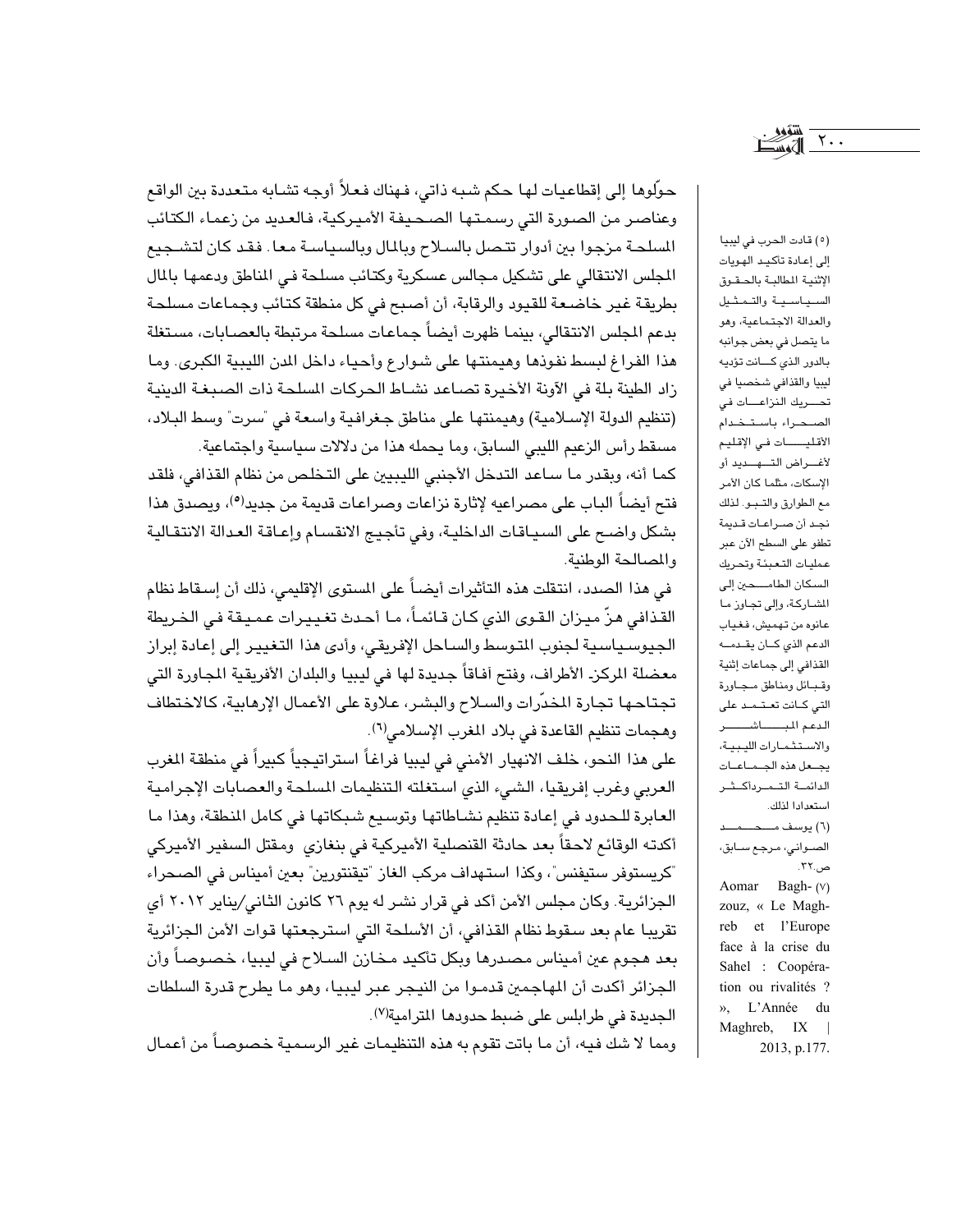حوّلوها إلى إقطاعيات لها حكم شبه ذاتي، فهناك فعلاً أوجه تشابه متعددة بين الواقع وعناصر من الصورة التي رسمتها الصحيفة الأميركية، فالعديد من زعماء الكتائب المسلحة مزجوا بين أدوار تتصل بالسلاح وبالمال وبالسياسة معا. فقد كان لتشجيع المجلس الانتقالي على تشكيل مجالس عسكرية وكتائب مسلحة في المناطق ودعمها بالمال بطريقة غير خاضعة للقيود والرقابة، أن أصبح في كل منطقة كتائب وجماعات مسلحة بدعم المجلس الانتقالي، بينما ظهرت أيضاً جماعات مسلحة مرتبطة بالعصابات، مستغلة هذا الفراغ لبسط نفوذها وهيمنتها على شوارع وأحياء داخل المدن الليبية الكبرى. وما زاد الطينة بلة في الآونة الأخيرة تصاعد نشاط الحركات المسلحة ذات الصبغة الدينية (تنظيم الدولة الإسلامية) وهيمنتها على مناطق جغرافية واسعة في "سرت" وسط البلاد، مسقط رأس الزعيم الليبي السابق، وما يحمله هذا من دلالات سياسية واجتماعية.

كما أنه، وبقدر ما ساعد التدخل الأجنبي الليبيين على التخلص من نظام القذافي، فلقد فتح أيضاً الباب على مصراعيه لإثارة نزاعات وصراعات قديمة من جديد[٥]، ويصدق هذا بشكل واضح على السياقات الداخلية، وفي تأجيج الانقسام وإعاقة العدالة الانتقالية والمصالحة الوطنية.

في هذا الصدد، انتقلت هذه التأثيرات أيضاً على المستوى الإقليمي، ذلك أن إسقاط نظام القذافي هزّ ميزان القوى الذي كان قائماً، ما أحدث تغييرات عميقة في الخريطة الجيوسياسية لجنوب المتوسط والساحل الإفريقي، وأدى هذا التغيير إلى إعادة إبراز معضلة المركز- الأطراف، وفتح آفاقاً جديدة لها في ليبيا والبلدان الأفريقية المجاورة التي تجتاحها تجارة المخدّرات والسلاح والبشر، علاوة على الأعمال الإرهابية، كالاختطاف وهجمات تنظيم القاعدة في بلاد المغرب الإسلامي[٦].

على هذا النحو، خلف الانهيار الأمني في ليبيا فراغاً استراتيجياً كبيراً في منطقة المغرب العربي وغرب إفريقيا، الشيء الذي استغلته التنظيمات المسلحة والعصابات الإجرامية العابرة للحدود في إعادة تنظيم نشاطاتها وتوسيع شبكاتها في كامل المنطقة، وهذا ما أكدته الوقائع لاحقاً بعد حادثة القنصلية الأميركية في بنغازي ومقتل السفير الأميركي "كريستوفر ستيفنس"، وكذا استهداف مركب الغاز "تيقنتورين" بعين أميناس في الصحراء الجزائرية. وكان مجلس الأمن أكد في قرار نشر له يوم ٢٦ كانون الثاني/يناير ٢٠١٢ أي تقريبا عام بعد سقوط نظام القذافي، أن الأسلحة التي استرجعتها قوات الأمن الجزائرية بعد هجوم عين أميناس مصدرها وبكل تأكيد مخازن السلاح في ليبيا، خصوصاً وأن الجزائر أكدت أن المهاجمين قدموا من النيجر عبر ليبيا، وهو ما يطرح قدرة السلطات الجديدة في طرابلس على ضبط حدودها المترامية[٧].

ومما لا شك فيه، أن ما باتت تقوم به هذه التنظيمات غير الرسمية خصوصاً من أعمال

---

(٥) قادت الحرب في ليبيا إلى إعادة تأكيد الهويات الإثنية المطالبة بالحقوق السياسية والتمثيل والعدالة الاجتماعية، وهو ما يتصل في بعض جوانبه بالدور الذي كانت تؤديه ليبيا والقذافي شخصيا في تحريك النزاعات في الصحراء باستخدام الأقليات في الإقليم لأغراض التهديد أو الإسكات، مثلما كان الأمر مع الطوارق والتبو. لذلك نجد أن صراعات قديمة تطفو على السطح الآن عبر عمليات التعبئة وتحريك السكان الطامحين إلى المشاركة، وإلى تجاوز ما عانوه من تهميش، فغياب الدعم الذي كان يقدمه القذافي إلى جماعات إثنية وقبائل ومناطق مجاورة التي كانت تعتمد على الدعم المباشر والاستثمارات الليبية، يجعل هذه الجماعات الدائمة التمرد أكثر استعدادا لذلك.

(٦) يوسف محمد الصواني، مرجع سابق، ص.٣٢.

(٧) Aomar Baghzouz, « Le Maghreb et l'Europe face à la crise du Sahel : Coopération ou rivalités ? », L'Année du Maghreb, IX | 2013, p.177.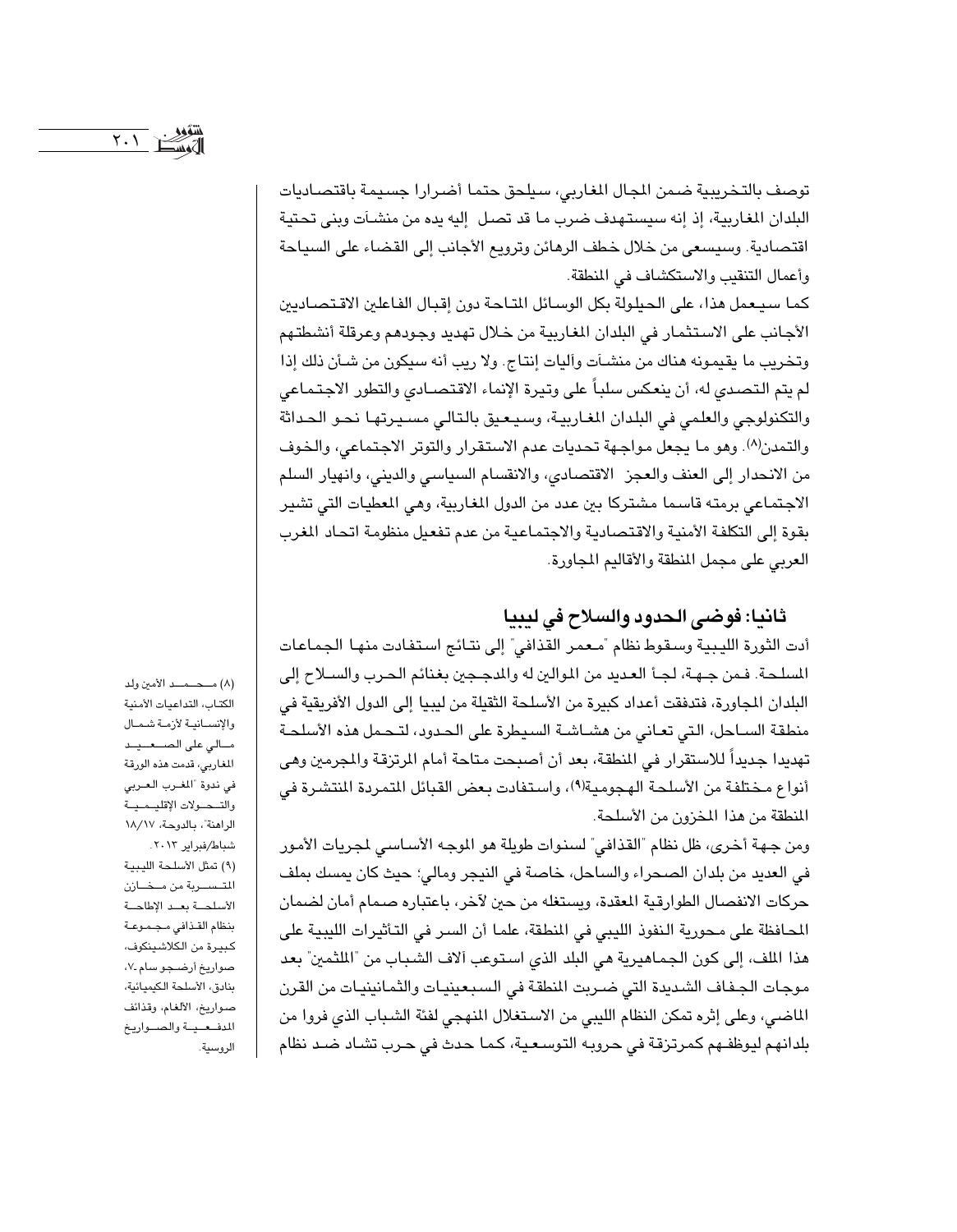توصف بالتخريبية ضمن المجال المغاربي، سيلحق حتما أضرارا جسيمة باقتصاديات البلدان المغاربية، إذ إنه سيستهدف ضرب ما قد تصل إليه يده من منشآت وبنى تحتية اقتصادية. وسيسعى من خلال خطف الرهائن وترويع الأجانب إلى القضاء على السياحة وأعمال التنقيب والاستكشاف في المنطقة.

كما سيعمل هذا، على الحيلولة بكل الوسائل المتاحة دون إقبال الفاعلين الاقتصاديين الأجانب على الاستثمار في البلدان المغاربية من خلال تهديد وجودهم وعرقلة أنشطتهم وتخريب ما يقيمونه هناك من منشآت وآليات إنتاج. ولا ريب أنه سيكون من شأن ذلك إذا لم يتم التصدي له، أن ينعكس سلباً على وتيرة الإنماء الاقتصادي والتطور الاجتماعي والتكنولوجي والعلمي في البلدان المغاربية، وسيعيق بالتالي مسيرتها نحو الحداثة والتمدن[٨]. وهو ما يجعل مواجهة تحديات عدم الاستقرار والتوتر الاجتماعي، والخوف من الانحدار إلى العنف والعجز الاقتصادي، والانقسام السياسي والديني، وانهيار السلم الاجتماعي برمته قاسما مشتركا بين عدد من الدول المغاربية، وهي المعطيات التي تشير بقوة إلى التكلفة الأمنية والاقتصادية والاجتماعية من عدم تفعيل منظومة اتحاد المغرب العربي على مجمل المنطقة والأقاليم المجاورة.

## ثانيا: فوضى الحدود والسلاح في ليبيا

أدت الثورة الليبية وسقوط نظام "معمر القذافي" إلى نتائج استفادت منها الجماعات المسلحة. فمن جهة، لجأ العديد من الموالين له والمدججين بغنائم الحرب والسلاح إلى البلدان المجاورة، فتدفقت أعداد كبيرة من الأسلحة الثقيلة من ليبيا إلى الدول الأفريقية في منطقة الساحل، التي تعاني من هشاشة السيطرة على الحدود، لتحمل هذه الأسلحة تهديدا جديداً للاستقرار في المنطقة، بعد أن أصبحت متاحة أمام المرتزقة والمجرمين وهي أنواع مختلفة من الأسلحة الهجومية[٩]، واستفادت بعض القبائل المتمردة المنتشرة في المنطقة من هذا المخزون من الأسلحة.

ومن جهة أخرى، ظل نظام "القذافي" لسنوات طويلة هو الموجه الأساسي لمجريات الأمور في العديد من بلدان الصحراء والساحل، خاصة في النيجر ومالي؛ حيث كان يمسك بملف حركات الانفصال الطوارقية المعقدة، ويستغله من حين لآخر، باعتباره صمام أمان لضمان المحافظة على محورية النفوذ الليبي في المنطقة، علما أن السر في التأثيرات الليبية على هذا الملف، إلى كون الجماهيرية هي البلد الذي استوعب آلاف الشباب من "الملثمين" بعد موجات الجفاف الشديدة التي ضربت المنطقة في السبعينيات والثمانينيات من القرن الماضي، وعلى إثره تمكن النظام الليبي من الاستغلال المنهجي لفئة الشباب الذي فروا من بلدانهم ليوظفهم كمرتزقة في حروبه التوسعية، كما حدث في حرب تشاد ضد نظام

---

(٨) محمد الأمين ولد الكتاب، التداعيات الأمنية والإنسانية لأزمة شمال مالي على الصعيد المغاربي، قدمت هذه الورقة في ندوة "المغرب العربي والتحولات الإقليمية الراهنة"، بالدوحة، ١٨/١٧ شباط/فبراير ٢٠١٣.

(٩) تمثل الأسلحة الليبية المتسربة من مخازن الأسلحة بعد الإطاحة بنظام القذافي مجموعة كبيرة من الكلاشينكوف، صواريخ أرضجو سام-٧، بنادق، الأسلحة الكيميائية، صواريخ، الالغام، وقذائف المدفعية والصواريخ الروسية.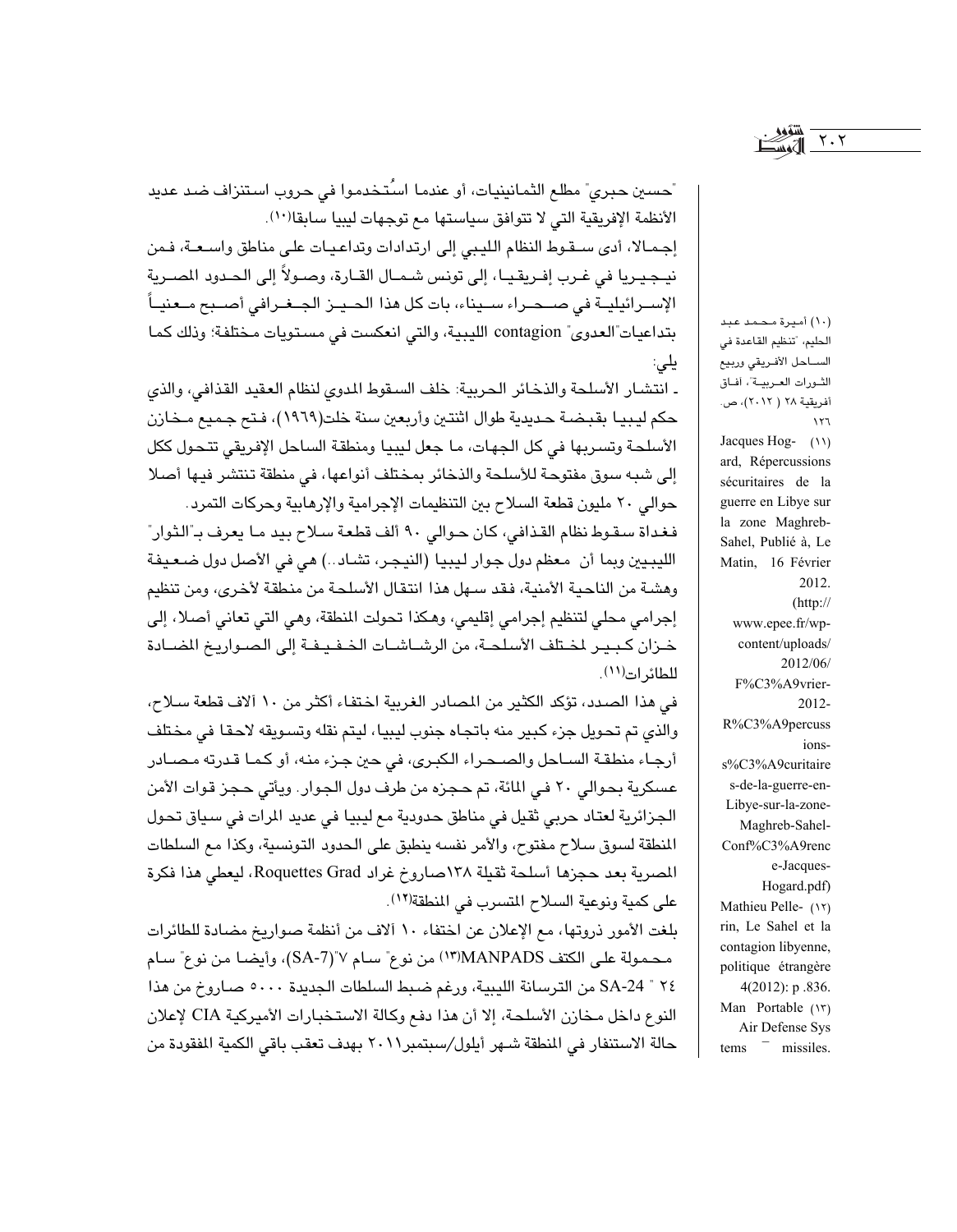"حسين حبري" مطلع الثمانينيات، أو عندما استُخدموا في حروب استنزاف ضد عديد الأنظمة الإفريقية التي لا تتوافق سياستها مع توجهات ليبيا سابقا[10].

إجمالا، أدى سقوط النظام الليبي إلى ارتدادات وتداعيات على مناطق واسعة، فمن نيجيريا في غرب إفريقيا، إلى تونس شمال القارة، وصولاً إلى الحدود المصرية الإسرائيلية في صحراء سيناء، بات كل هذا الحيز الجغرافي أصبح معنياً بتداعيات"العدوى" contagion الليبية، والتي انعكست في مستويات مختلفة؛ وذلك كما يلي:

- انتشار الأسلحة والذخائر الحربية: خلف السقوط المدوي لنظام العقيد القذافي، والذي حكم ليبيا بقبضة حديدية طوال اثنتين وأربعين سنة خلت(1969)، فتح جميع مخازن الأسلحة وتسربها في كل الجهات، ما جعل ليبيا ومنطقة الساحل الإفريقي تتحول ككل إلى شبه سوق مفتوحة للأسلحة والذخائر بمختلف أنواعها، في منطقة تنتشر فيها أصلا حوالي ٢٠ مليون قطعة السلاح بين التنظيمات الإجرامية والإرهابية وحركات التمرد.

فغداة سقوط نظام القذافي، كان حوالي ٩٠ ألف قطعة سلاح بيد ما يعرف بـ"الثوار" الليبيين وبما أن معظم دول جوار ليبيا (النيجر، تشاد..) هي في الأصل دول ضعيفة وهشة من الناحية الأمنية، فقد سهل هذا انتقال الأسلحة من منطقة لأخرى، ومن تنظيم إجرامي محلي لتنظيم إجرامي إقليمي، وهكذا تحولت المنطقة، وهي التي تعاني أصلا، إلى خزان كبير لمختلف الأسلحة، من الرشاشات الخفيفة إلى الصواريخ المضادة للطائرات[11].

في هذا الصدد، تؤكد الكثير من المصادر الغربية اختفاء أكثر من ١٠ آلاف قطعة سلاح، والذي تم تحويل جزء كبير منه باتجاه جنوب ليبيا، ليتم نقله وتسويقه لاحقا في مختلف أرجاء منطقة الساحل والصحراء الكبرى، في حين جزء منه، أو كما قدرته مصادر عسكرية بحوالي ٢٠ في المائة، تم حجزه من طرف دول الجوار. ويأتي حجز قوات الأمن الجزائرية لعتاد حربي ثقيل في مناطق حدودية مع ليبيا في عديد المرات في سياق تحول المنطقة لسوق سلاح مفتوح، والأمر نفسه ينطبق على الحدود التونسية، وكذا مع السلطات المصرية بعد حجزها أسلحة ثقيلة ١٣٨صاروخ غراد Roquettes Grad، ليعطي هذا فكرة على كمية ونوعية السلاح المتسرب في المنطقة[12].

بلغت الأمور ذروتها، مع الإعلان عن اختفاء ١٠ آلاف من أنظمة صواريخ مضادة للطائرات محمولة على الكتف MANPADS[13] من نوع" سام ٧"(SA-7)، وأيضا من نوع" سام ٢٤ " SA-24 من الترسانة الليبية، ورغم ضبط السلطات الجديدة ٥٠٠٠ صاروخ من هذا النوع داخل مخازن الأسلحة، إلا أن هذا دفع وكالة الاستخبارات الأمريكية CIA لإعلان حالة الاستنفار في المنطقة شهر أيلول/سبتمبر٢٠١١ بهدف تعقب باقي الكمية المفقودة من

---

(10) أميرة محمد عبد الحليم، "تنظيم القاعدة في الساحل الأفريقي وربيع الثورات العربية"، آفاق أفريقية ٢٨ ( ٢٠١٢)، ص. ١٢٦

(11) Jacques Hogard, Répercussions sécuritaires de la guerre en Libye sur la zone Maghreb-Sahel, Publié à, Le Matin, 16 Février 2012. (http://www.epee.fr/wp-content/uploads/2012/06/F%C3%A9vrier-2012-R%C3%A9percussions-s%C3%A9curitaires-de-la-guerre-en-Libye-sur-la-zone-Maghreb-Sahel-Conf%C3%A9rence-Jacques-Hogard.pdf)

(12) Mathieu Pellerin, Le Sahel et la contagion libyenne, politique étrangère 4(2012): p .836.

(13) Man Portable Air Defense Systems – missiles.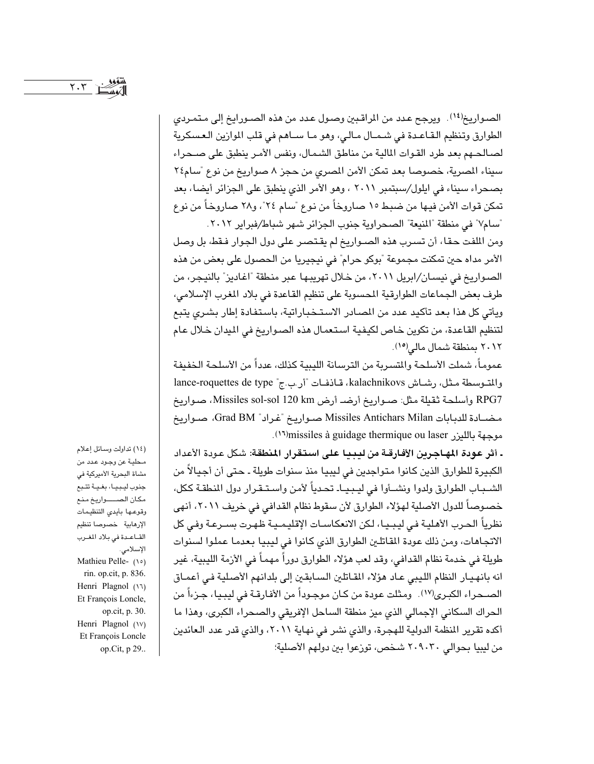الصـواريخ[14]. ويرجح عـدد من المراقـبين وصـول عـدد من هذه الصـورايخ إلى مـتمـردي الطوارق وتنظيم القـاعـدة في شـمــال مـالي، وهو مـا سـاهـم في قلب الموازين العـسكرية لصـالحـهم بعد طرد القـوات المالية من مناطق الشـمـال، ونفس الأمـر ينطبق على صـحـراء سيناء المصرية، خصوصـا بعد تمكن الأمن المصري من حجز ٨ صواريخ من نوع "سام٢٤ بصحـراء سيناء في ايلول/سبتمبر ٢٠١١ ، وهو الأمر الذي ينطبق على الجزائر أيضـا، بعد تمكن قـوات الأمن فيـها من ضـبط ١٥ صـاروخـاً من نـوع "سـام ٢٤"، و٢٨ صـاروخـاً من نوع "سام٧" في منطقة "المنيعة" الصحراوية جنوب الجزائر شهر شباط/فبراير ٢٠١٢.

ومن الملفت حـقـا، أن تسـرب هذه الصـواريخ لم يقـتصـر على دول الجـوار فـقط، بل وصل الأمر مداه حين تمكنت مجموعة "بوكو حرام" في نيجيريا من الحصول على بعض من هذه الصـواريخ في نيسـان/ابريل ٢٠١١، من خـلال تهريبـهـا عبر منطقة "اغاديز" بالنيـجر، من طرف بعض الجماعات الطوارقية المحسوبة على تنظيم القاعدة في بلاد المغرب الإسلامي، ويأتي كل هذا بعد تأكيد عدد من المصـادر الاسـتـخـباراتية، باستفادة إطار بشـري يتبع لتنظيم القاعدة، من تكوين خاص لكيفية استعمال هذه الصواريخ في الميدان خلال عام ٢٠١٢ بمنطقة شمال مالي[15].

عمومـاً، شملت الأسلحـة والمتسربة من الترسانة الليبية كذلك، عدداً من الأسلحـة الخفيفة والمتـوسطة مـثل، رشـاش kalachnikovs، قـاذفـات "أر.ب.ج" lance-roquettes de type RPG7 وأسلحـة ثقيلة مثل: صـواريخ أرضـ أرض Missiles sol-sol 120 km، صـواريخ مـضـادة للدبابات Missiles Antichars Milan صـواريـخ "غـراد" Grad BM، صـواريخ موجهة بالليزر missiles à guidage thermique ou laser[16].

**ـ أثر عودة المهـاجـرين الأفـارقـة من ليـبـيـا علـى اسـتـقـرار المنطقـة:** شكل عـودة الأعداد الكبيرة للطوارق الذين كانوا متـواجدين في ليبيا منذ سنوات طويلة ـ حتى أن أجيالاً من الشـبـاب الطوارق ولدوا ونشـأوا في ليـبـيـاـ تحـدياً لأمن واسـتـقـرار دول المنطقـة ككل، خصوصاً للدول الأصلية لهؤلاء الطوارق لأن سقوط نظام القذافي في خريف ٢٠١١، أنهى نظرياً الحـرب الأهليـة في ليـبـيـا، لكن الانعكاسـات الإقليـمـيـة ظهـرت بسـرعـة وفـي كل الاتجاهات، ومن ذلك عودة المقاتلين الطوارق الذي كانوا في ليبيا بعدما عملوا لسنوات طويلة في خدمة نظام القذافي، وقد لعب هؤلاء الطوارق دوراً مهماً في الأزمة الليبية، غير انه بانهـيـار النظام الليبي عـاد هؤلاء المقـاتلين السـابقـين إلى بلدانهم الأصلية فـي أعمـاق الصـحـراء الكبـرى[17]. ومـثلت عودة من كـان موجـوداً من الأفـارقـة في ليبـيا، جـزءاً من الحراك السكاني الإجمالي الذي ميز منطقة الساحل الإفريقي والصحراء الكبرى، وهذا ما أكده تقرير المنظمة الدولية للهجرة، والذي نشر في نهاية ٢٠١١، والذي قدر عدد العائدين من ليبيا بحوالي ٢٠٩٠٣٠ شخص، توزعوا بين دولهم الأصلية؛

---

(١٤) تداولت وسـائل إعـلام مـحلية عن وجـود عـدد من مشاة البحرية الأميركية في جنوب ليـبـيـا، بغـيـة تتـبع مكـان الصـــواريخ مـنع وقوعـها بأيدي التنظيمات الإرهابية خصوصا تنظيم القـاعـدة في بلاد المغـرب الإسلامي.

(١٥) Mathieu Pellerin. op.cit, p. 836.

(١٦) Henri Plagnol Et François Loncle, op.cit, p. 30.

(١٧) Henri Plagnol Et François Loncle op.Cit, p 29..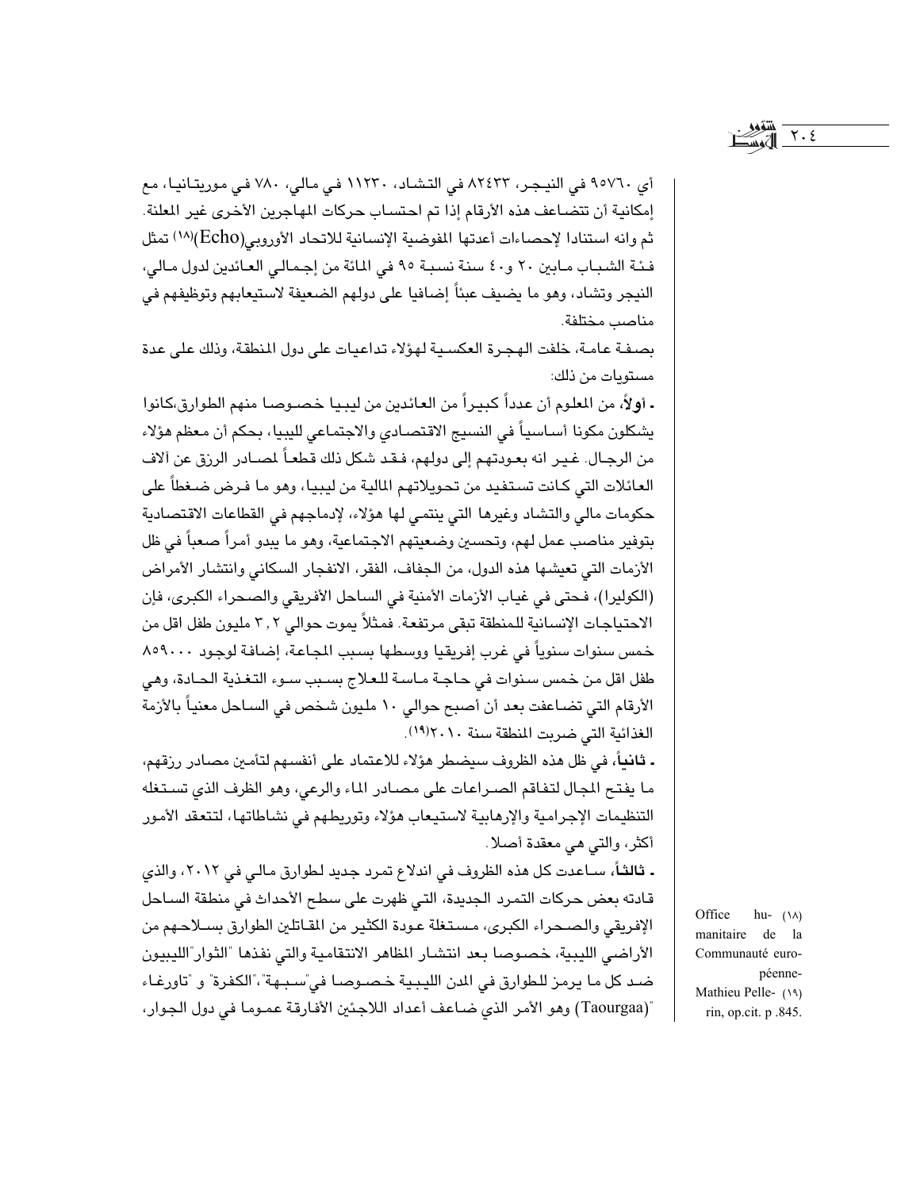أي ٩٥٧٦٠ في النيجر، ٨٢٤٣٣ في التشاد، ١١٢٣٠ في مالي، ٧٨٠ في موريتانيا، مع إمكانية أن تتضاعف هذه الأرقام إذا تم احتساب حركات المهاجرين الأخرى غير المعلنة. ثم وانه استنادا لإحصاءات أعدتها المفوضية الإنسانية للاتحاد الأوروبي(Echo)[١٨] تمثل فئة الشباب مابين ٢٠ و٤٠ سنة نسبة ٩٥ في المائة من إجمالي العائدين لدول مالي، النيجر وتشاد، وهو ما يضيف عبئاً إضافيا على دولهم الضعيفة لاستيعابهم وتوظيفهم في مناصب مختلفة.

بصفة عامة، خلفت الهجرة العكسية لهؤلاء تداعيات على دول المنطقة، وذلك على عدة مستويات من ذلك:

- **أولاً**، من المعلوم أن عدداً كبيراً من العائدين من ليبيا خصوصا منهم الطوارق،كانوا يشكلون مكونا أساسياً في النسيج الاقتصادي والاجتماعي لليبيا، بحكم أن معظم هؤلاء من الرجال. غير انه بعودتهم إلى دولهم، فقد شكل ذلك قطعاً لمصادر الرزق عن آلاف العائلات التي كانت تستفيد من تحويلاتهم المالية من ليبيا، وهو ما فرض ضغطاً على حكومات مالي والتشاد وغيرها التي ينتمي لها هؤلاء، لإدماجهم في القطاعات الاقتصادية بتوفير مناصب عمل لهم، وتحسين وضعيتهم الاجتماعية، وهو ما يبدو أمراً صعباً في ظل الأزمات التي تعيشها هذه الدول، من الجفاف، الفقر، الانفجار السكاني وانتشار الأمراض (الكوليرا)، فحتى في غياب الأزمات الأمنية في الساحل الأفريقي والصحراء الكبرى، فإن الاحتياجات الإنسانية للمنطقة تبقى مرتفعة. فمثلاً يموت حوالي ٣,٢ مليون طفل اقل من خمس سنوات سنوياً في غرب إفريقيا ووسطها بسبب المجاعة، إضافة لوجود ٨٥٩٠٠٠ طفل اقل من خمس سنوات في حاجة ماسة للعلاج بسبب سوء التغذية الحادة، وهي الأرقام التي تضاعفت بعد أن أصبح حوالي ١٠ مليون شخص في الساحل معنياً بالأزمة الغذائية التي ضربت المنطقة سنة ٢٠١٠[١٩].

- **ثانياً**، في ظل هذه الظروف سيضطر هؤلاء للاعتماد على أنفسهم لتأمين مصادر رزقهم، ما يفتح المجال لتفاقم الصراعات على مصادر الماء والرعي، وهو الظرف الذي تستغله التنظيمات الإجرامية والإرهابية لاستيعاب هؤلاء وتوريطهم في نشاطاتها، لتتعقد الأمور أكثر، والتي هي معقدة أصلا.

- **ثالثاً**، ساعدت كل هذه الظروف في اندلاع تمرد جديد لطوارق مالي في ٢٠١٢، والذي قادته بعض حركات التمرد الجديدة، التي ظهرت على سطح الأحداث في منطقة الساحل الإفريقي والصحراء الكبرى، مستغلة عودة الكثير من المقاتلين الطوارق بسلاحهم من الأراضي الليبية، خصوصا بعد انتشار المظاهر الانتقامية والتي نفذها "الثوار"الليبيون ضد كل ما يرمز للطوارق في المدن الليبية خصوصا في"سبهة"،"الكفرة" و "تاورغاء" (Taourgaa) وهو الأمر الذي ضاعف أعداد اللاجئين الأفارقة عموما في دول الجوار،

---

(١٨) Office humanitaire de la Communauté européenne-

(١٩) Mathieu Pellerin, op.cit. p .845.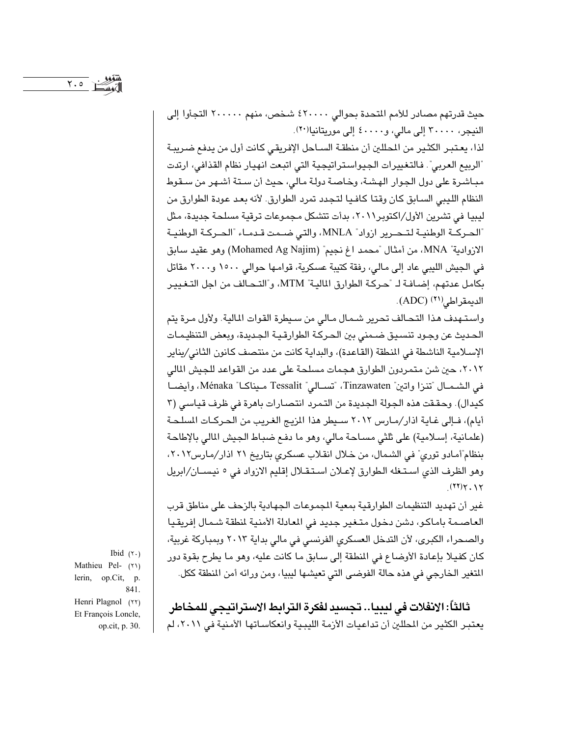حيث قدرتهم مصادر للأمم المتحدة بحوالي ٤٢٠٠٠٠ شخص، منهم ٢٠٠٠٠٠ التجأوا إلى النيجر، ٣٠٠٠٠ إلى مالي، و٤٠٠٠٠ إلى موريتانيا[٢٠].

لذا، يعتبر الكثير من المحللين أن منطقة الساحل الإفريقي كانت أول من يدفع ضريبة "الربيع العربي". فالتغييرات الجيواستراتيجية التي اتبعت انهيار نظام القذافي، ارتدت مباشرة على دول الجوار الهشة، وخاصة دولة مالي، حيث أن ستة أشهر من سقوط النظام الليبي السابق كان وقتا كافيا لتجدد تمرد الطوارق. لأنه بعد عودة الطوارق من ليبيا في تشرين الأول/اكتوبر٢٠١١، بدأت تتشكل مجموعات ترقية مسلحة جديدة، مثل "الحركة الوطنية لتحرير ازواد" MNLA، والتي ضمت قدماء "الحركة الوطنية الازوادية" MNA، من أمثال "محمد اغ نجيم" (Mohamed Ag Najim) وهو عقيد سابق في الجيش الليبي عاد إلى مالي، رفقة كتيبة عسكرية، قوامها حوالي ١٥٠٠ و٢٠٠٠ مقاتل بكامل عدتهم، إضافة لـ "حركة الطوارق المالية" MTM، و"التحالف من اجل التغيير الديمقراطي[٢١] (ADC).

واستهدف هذا التحالف تحرير شمال مالي من سيطرة القوات المالية. ولأول مرة يتم الحديث عن وجود تنسيق ضمني بين الحركة الطوارقية الجديدة، وبعض التنظيمات الإسلامية الناشطة في المنطقة (القاعدة)، والبداية كانت من منتصف كانون الثاني/يناير ٢٠١٢، حين شن متمردون الطوارق هجمات مسلحة على عدد من القواعد للجيش المالي في الشمال "تنزا واتين" Tinzawaten، "تسالي" Tessalit "ميناكا" Ménaka، وأيضا كيدال). وحققت هذه الجولة الجديدة من التمرد انتصارات باهرة في ظرف قياسي (٣ أيام)، فإلى غاية اذار/مارس ٢٠١٢ سيطر هذا المزيج الغريب من الحركات المسلحة (علمانية، إسلامية) على ثلثي مساحة مالي، وهو ما دفع ضباط الجيش المالي بالإطاحة بنظام"أمادو توري" في الشمال، من خلال انقلاب عسكري بتاريخ ٢١ اذار/مارس٢٠١٢، وهو الظرف الذي استغله الطوارق لإعلان استقلال إقليم الازواد في ٥ نيسان/ابريل ٢٠١٢[٢٢].

غير أن تهديد التنظيمات الطوارقية بمعية المجموعات الجهادية بالزحف على مناطق قرب العاصمة باماكو، دشن دخول متغير جديد في المعادلة الأمنية لمنطقة شمال إفريقيا والصحراء الكبرى، لأن التدخل العسكري الفرنسي في مالي بداية ٢٠١٣ وبمباركة غربية، كان كفيلا بإعادة الأوضاع في المنطقة إلى سابق ما كانت عليه، وهو ما يطرح بقوة دور المتغير الخارجي في هذه حالة الفوضى التي تعيشها ليبيا، ومن ورائه أمن المنطقة ككل.

## ثالثاً: الانفلات في ليبيا.. تجسيد لفكرة الترابط الاستراتيجي للمخاطر

يعتبر الكثير من المحللين أن تداعيات الأزمة الليبية وانعكاساتها الأمنية في ٢٠١١، لم

---

(٢٠) Ibid

(٢١) Mathieu Pellerin, op.Cit, p. 841.

(٢٢) Henri Plagnol Et François Loncle, op.cit, p. 30.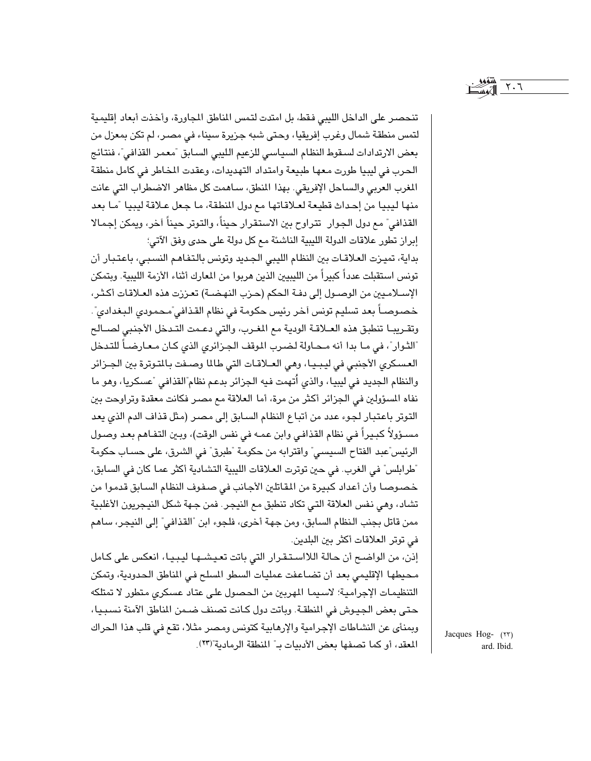تنحصر على الداخل الليبي فقط، بل امتدت لتمس المناطق المجاورة، وأخذت أبعاد إقليمية لتمس منطقة شمال وغرب إفريقيا، وحتى شبه جزيرة سيناء في مصر، لم تكن بمعزل من بعض الارتدادات لسقوط النظام السياسي للزعيم الليبي السابق "معمر القذافي"، فنتائج الحرب في ليبيا طورت معها طبيعة وامتداد التهديدات، وعقدت المخاطر في كامل منطقة المغرب العربي والساحل الإفريقي. بهذا المنطق، ساهمت كل مظاهر الاضطراب التي عانت منها ليبيا من إحداث قطيعة لعلاقاتها مع دول المنطقة، ما جعل علاقة ليبيا "ما بعد القذافي" مع دول الجوار تتراوح بين الاستقرار حيناً، والتوتر حيناً آخر، ويمكن إجمالا إبراز تطور علاقات الدولة الليبية الناشئة مع كل دولة على حدى وفق الآتي؛

بداية، تميزت العلاقات بين النظام الليبي الجديد وتونس بالتفاهم النسبي، باعتبار أن تونس استقبلت عدداً كبيراً من الليبيين الذين هربوا من المعارك أثناء الأزمة الليبية. وبتمكن الإسلاميين من الوصول إلى دفة الحكم (حزب النهضة) تعززت هذه العلاقات أكثر، خصوصاً بعد تسليم تونس آخر رئيس حكومة في نظام القذافي"محمودي البغدادي". وتقريبا تنطبق هذه العلاقة الودية مع المغرب، والتي دعمت التدخل الأجنبي لصالح "الثوار"، في ما بدا أنه محاولة لضرب الموقف الجزائري الذي كان معارضاً للتدخل العسكري الأجنبي في ليبيا، وهي العلاقات التي طالما وصفت بالمتوترة بين الجزائر والنظام الجديد في ليبيا، والذي أُتهمت فيه الجزائر بدعم نظام"القذافي "عسكريا، وهو ما نفاه المسؤولين في الجزائر أكثر من مرة، أما العلاقة مع مصر فكانت معقدة وتراوحت بين التوتر باعتبار لجوء عدد من أتباع النظام السابق إلى مصر (مثل قذاف الدم الذي يعد مسؤولاً كبيراً في نظام القذافي وابن عمه في نفس الوقت)، وبين التفاهم بعد وصول الرئيس"عبد الفتاح السيسي" واقترابه من حكومة "طبرق" في الشرق، على حساب حكومة "طرابلس" في الغرب. في حين توترت العلاقات الليبية التشادية أكثر عما كان في السابق، خصوصا وأن أعداد كبيرة من المقاتلين الأجانب في صفوف النظام السابق قدموا من تشاد، وهي نفس العلاقة التي تكاد تنطبق مع النيجر. فمن جهة شكل النيجريون الأغلبية ممن قاتل بجنب النظام السابق، ومن جهة أخرى، فلجوء ابن "القذافي" إلى النيجر، ساهم في توتر العلاقات أكثر بين البلدين.

إذن، من الواضح أن حالة اللااستقرار التي باتت تعيشها ليبيا، انعكس على كامل محيطها الإقليمي بعد أن تضاعفت عمليات السطو المسلح في المناطق الحدودية، وتمكن التنظيمات الإجرامية؛ لاسيما المهربين من الحصول على عتاد عسكري متطور لا تمتلكه حتى بعض الجيوش في المنطقة. وباتت دول كانت تصنف ضمن المناطق الآمنة نسبيا، وبمنأى عن النشاطات الإجرامية والإرهابية كتونس ومصر مثلا، تقع في قلب هذا الحراك المعقد، أو كما تصفها بعض الأدبيات بـ" المنطقة الرمادية"[٢٣].

(٢٣) Jacques Hogard. Ibid.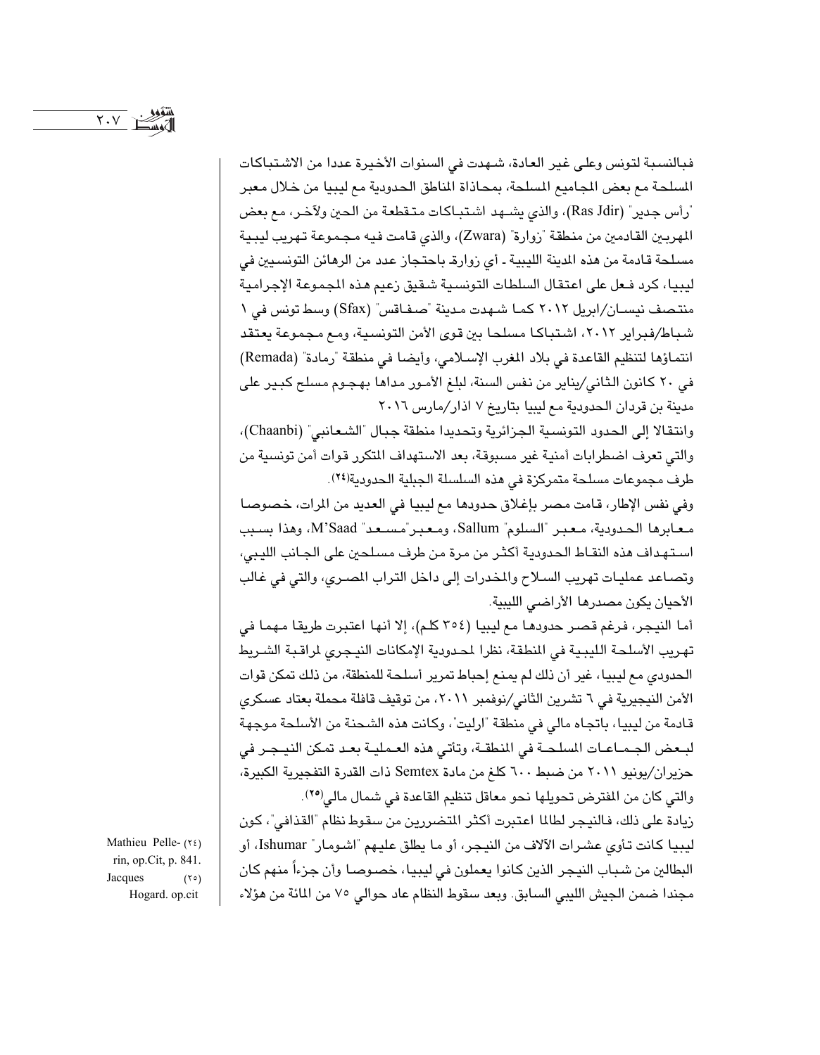فبالنسبة لتونس وعلى غير العادة، شهدت في السنوات الأخيرة عددا من الاشتباكات المسلحة مع بعض المجاميع المسلحة، بمحاذاة المناطق الحدودية مع ليبيا من خلال معبر "رأس جدير" (Ras Jdir)، والذي يشهد اشتباكات متقطعة من الحين ولآخر، مع بعض المهربين القادمين من منطقة "زوارة" (Zwara)، والذي قامت فيه مجموعة تهريب ليبية مسلحة قادمة من هذه المدينة الليبية - أي زوارة- باحتجاز عدد من الرهائن التونسيين في ليبيا، كرد فعل على اعتقال السلطات التونسية شقيق زعيم هذه المجموعة الإجرامية منتصف نيسان/ابريل ٢٠١٢ كما شهدت مدينة "صفاقس" (Sfax) وسط تونس في ١ شباط/فبراير ٢٠١٢، اشتباكا مسلحا بين قوى الأمن التونسية، ومع مجموعة يعتقد انتماؤها لتنظيم القاعدة في بلاد المغرب الإسلامي، وأيضا في منطقة "رمادة" (Remada) في ٢٠ كانون الثاني/يناير من نفس السنة، لبلغ الأمور مداها بهجوم مسلح كبير على مدينة بن قردان الحدودية مع ليبيا بتاريخ ٧ اذار/مارس ٢٠١٦

وانتقالا إلى الحدود التونسية الجزائرية وتحديدا منطقة جبال "الشعانبي" (Chaanbi)، والتي تعرف اضطرابات أمنية غير مسبوقة، بعد الاستهداف المتكرر قوات أمن تونسية من طرف مجموعات مسلحة متمركزة في هذه السلسلة الجبلية الحدودية[٢٤].

وفي نفس الإطار، قامت مصر بإغلاق حدودها مع ليبيا في العديد من المرات، خصوصا معابرها الحدودية، معبر "السلوم" Sallum، ومعبر"مسعد" M'Saad، وهذا بسبب استهداف هذه النقاط الحدودية أكثر من مرة من طرف مسلحين على الجانب الليبي، وتصاعد عمليات تهريب السلاح والمخدرات إلى داخل التراب المصري، والتي في غالب الأحيان يكون مصدرها الأراضي الليبية.

أما النيجر، فرغم قصر حدودها مع ليبيا (٣٥٤ كلم)، إلا أنها اعتبرت طريقا مهما في تهريب الأسلحة الليبية في المنطقة، نظرا لمحدودية الإمكانات النيجري لمراقبة الشريط الحدودي مع ليبيا، غير أن ذلك لم يمنع إحباط تمرير أسلحة للمنطقة، من ذلك تمكن قوات الأمن النيجيرية في ٦ تشرين الثاني/نوفمبر ٢٠١١، من توقيف قافلة محملة بعتاد عسكري قادمة من ليبيا، باتجاه مالي في منطقة "ارليت"، وكانت هذه الشحنة من الأسلحة موجهة لبعض الجماعات المسلحة في المنطقة، وتأتي هذه العملية بعد تمكن النيجر في حزيران/يونيو ٢٠١١ من ضبط ٦٠٠ كلغ من مادة Semtex ذات القدرة التفجيرية الكبيرة، والتي كان من المفترض تحويلها نحو معاقل تنظيم القاعدة في شمال مالي[٢٥].

زيادة على ذلك، فالنيجر لطالما اعتبرت أكثر المتضررين من سقوط نظام "القذافي"، كون ليبيا كانت تأوي عشرات الآلاف من النيجر، أو ما يطلق عليهم "اشومار" Ishumar، أو البطالين من شباب النيجر الذين كانوا يعملون في ليبيا، خصوصا وأن جزءاً منهم كان مجندا ضمن الجيش الليبي السابق. وبعد سقوط النظام عاد حوالي ٧٥ من المائة من هؤلاء

---

(٢٤) Mathieu Pellerin, op.Cit, p. 841.

(٢٥) Jacques Hogard. op.cit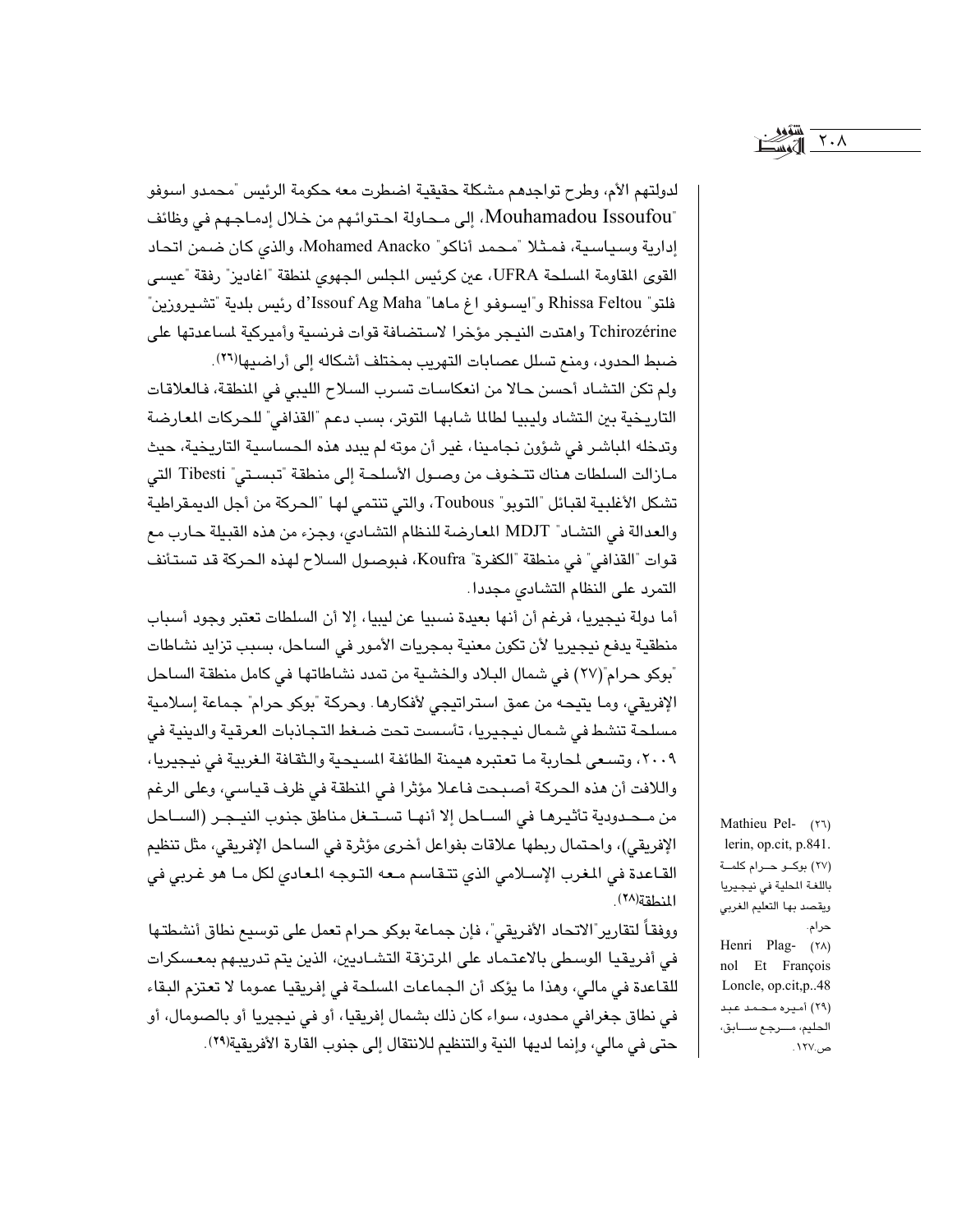لدولتهم الأم، وطرح تواجدهم مشكلة حقيقية اضطرت معه حكومة الرئيس "محمدو اسوفو "Mouhamadou Issoufou، إلى محاولة احتوائهم من خلال إدماجهم في وظائف إدارية وسياسية، فمثلا "محمد أناكو" Mohamed Anacko، والذي كان ضمن اتحاد القوى المقاومة المسلحة UFRA، عين كرئيس المجلس الجهوي لمنطقة "اغاديز" رفقة "عيسى فلتو" Rhissa Feltou و"ايسوفو اغ ماها" d'Issouf Ag Maha رئيس بلدية "تشيروزين" Tchirozérine واهتدت النيجر مؤخرا لاستضافة قوات فرنسية وأميركية لمساعدتها على ضبط الحدود، ومنع تسلل عصابات التهريب بمختلف أشكاله إلى أراضيها(٢٦).

ولم تكن التشاد أحسن حالا من انعكاسات تسرب السلاح الليبي في المنطقة، فالعلاقات التاريخية بين التشاد وليبيا لطالما شابها التوتر، بسبب دعم "القذافي" للحركات المعارضة وتدخله المباشر في شؤون نجامينا، غير أن موته لم يبدد هذه الحساسية التاريخية، حيث مازالت السلطات هناك تتخوف من وصول الأسلحة إلى منطقة "تبستي" Tibesti التي تشكل الأغلبية لقبائل "التوبو" Toubous، والتي تنتمي لها "الحركة من أجل الديمقراطية والعدالة في التشاد" MDJT المعارضة للنظام التشادي، وجزء من هذه القبيلة حارب مع قوات "القذافي" في منطقة "الكفرة" Koufra، فبوصول السلاح لهذه الحركة قد تستأنف التمرد على النظام التشادي مجددا.

أما دولة نيجيريا، فرغم أن أنها بعيدة نسبيا عن ليبيا، إلا أن السلطات تعتبر وجود أسباب منطقية يدفع نيجيريا لأن تكون معنية بمجريات الأمور في الساحل، بسبب تزايد نشاطات "بوكو حرام"(٢٧) في شمال البلاد والخشية من تمدد نشاطاتها في كامل منطقة الساحل الإفريقي، وما يتيحه من عمق استراتيجي لأفكارها. وحركة "بوكو حرام" جماعة إسلامية مسلحة تنشط في شمال نيجيريا، تأسست تحت ضغط التجاذبات العرقية والدينية في ٢٠٠٩، وتسعى لمحاربة ما تعتبره هيمنة الطائفة المسيحية والثقافة الغربية في نيجيريا، واللافت أن هذه الحركة أصبحت فاعلا مؤثرا في المنطقة في ظرف قياسي، وعلى الرغم من محدودية تأثيرها في الساحل إلا أنها تستغل مناطق جنوب النيجر (الساحل الإفريقي)، واحتمال ربطها علاقات بفواعل أخرى مؤثرة في الساحل الإفريقي، مثل تنظيم القاعدة في المغرب الإسلامي الذي تتقاسم معه التوجه المعادي لكل ما هو غربي في المنطقة(٢٨).

ووفقاً لتقارير"الاتحاد الأفريقي"، فإن جماعة بوكو حرام تعمل على توسيع نطاق أنشطتها في أفريقيا الوسطى بالاعتماد على المرتزقة التشاديين، الذين يتم تدريبهم بمعسكرات للقاعدة في مالي، وهذا ما يؤكد أن الجماعات المسلحة في إفريقيا عموما لا تعتزم البقاء في نطاق جغرافي محدود، سواء كان ذلك بشمال إفريقيا، أو في نيجيريا أو بالصومال، أو حتى في مالي، وإنما لديها النية والتنظيم للانتقال إلى جنوب القارة الأفريقية(٢٩).

---

(٢٦) Mathieu Pellerin, op.cit, p.841.

(٢٧) بوكو حرام كلمة باللغة المحلية في نيجيريا ويقصد بها التعليم الغربي حرام.

(٢٨) Henri Plagnol Et François Loncle, op.cit,p..48

(٢٩) أميره محمد عبد الحليم، مرجع سابق، ص.١٢٧.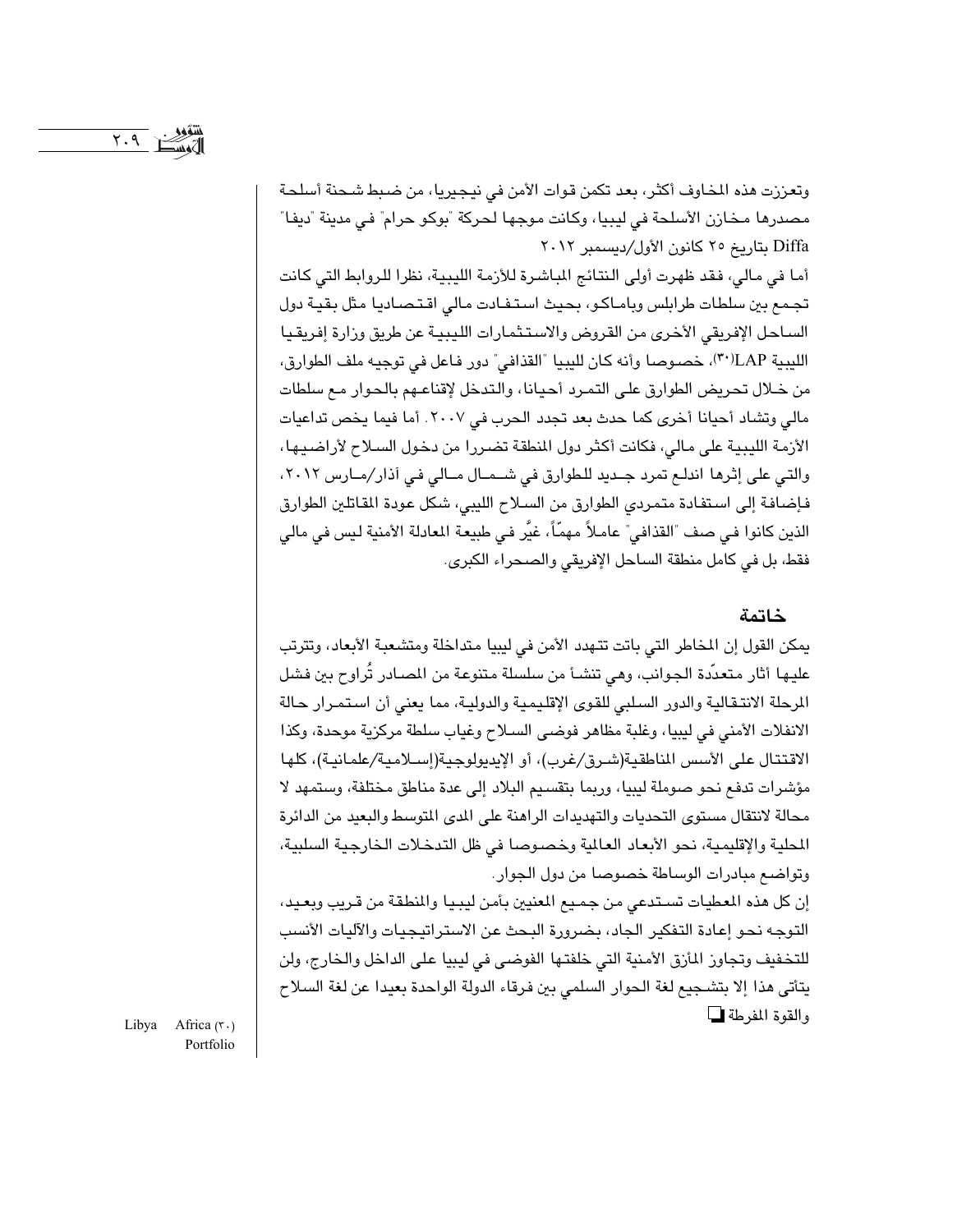وتعززت هذه المخاوف أكثر، بعد تكمن قوات الأمن في نيجيريا، من ضبط شحنة أسلحة مصدرها مخازن الأسلحة في ليبيا، وكانت موجها لحركة "بوكو حرام" في مدينة "ديفا" Diffa بتاريخ ٢٥ كانون الأول/ديسمبر ٢٠١٢

أما في مالي، فقد ظهرت أولى النتائج المباشرة للأزمة الليبية، نظرا للروابط التي كانت تجمع بين سلطات طرابلس وباماكو، بحيث استفادت مالي اقتصاديا مثل بقية دول الساحل الإفريقي الأخرى من القروض والاستثمارات الليبية عن طريق وزارة إفريقيا الليبية LAP[٣٠]، خصوصا وأنه كان لليبيا "القذافي" دور فاعل في توجيه ملف الطوارق، من خلال تحريض الطوارق على التمرد أحيانا، والتدخل لإقناعهم بالحوار مع سلطات مالي وتشاد أحيانا أخرى كما حدث بعد تجدد الحرب في ٢٠٠٧. أما فيما يخص تداعيات الأزمة الليبية على مالي، فكانت أكثر دول المنطقة تضررا من دخول السلاح لأراضيها، والتي على إثرها اندلع تمرد جديد للطوارق في شمال مالي في آذار/مارس ٢٠١٢، فإضافة إلى استفادة متمردي الطوارق من السلاح الليبي، شكل عودة المقاتلين الطوارق الذين كانوا في صف "القذافي" عاملاً مهمّاً، غيَّر في طبيعة المعادلة الأمنية ليس في مالي فقط، بل في كامل منطقة الساحل الإفريقي والصحراء الكبرى.

## خاتمة

يمكن القول إن المخاطر التي باتت تتهدد الأمن في ليبيا متداخلة ومتشعبة الأبعاد، وتترتب عليها آثار متعدّدة الجوانب، وهي تنشأ من سلسلة متنوعة من المصادر تُراوح بين فشل المرحلة الانتقالية والدور السلبي للقوى الإقليمية والدولية، مما يعني أن استمرار حالة الانفلات الأمني في ليبيا، وغلبة مظاهر فوضى السلاح وغياب سلطة مركزية موحدة، وكذا الاقتتال على الأسس المناطقية(شرق/غرب)، أو الإيديولوجية(إسلامية/علمانية)، كلها مؤشرات تدفع نحو صوملة ليبيا، وربما بتقسيم البلاد إلى عدة مناطق مختلفة، وستمهد لا محالة لانتقال مستوى التحديات والتهديدات الراهنة على المدى المتوسط والبعيد من الدائرة المحلية والإقليمية، نحو الأبعاد العالمية وخصوصا في ظل التدخلات الخارجية السلبية، وتواضع مبادرات الوساطة خصوصا من دول الجوار.

إن كل هذه المعطيات تستدعي من جميع المعنيين بأمن ليبيا والمنطقة من قريب وبعيد، التوجه نحو إعادة التفكير الجاد، بضرورة البحث عن الاستراتيجيات والآليات الأنسب للتخفيف وتجاوز المأزق الأمنية التي خلفتها الفوضى في ليبيا على الداخل والخارج، ولن يتأتى هذا إلا بتشجيع لغة الحوار السلمي بين فرقاء الدولة الواحدة بعيدا عن لغة السلاح والقوة المفرطة ❑

Libya Africa (٣٠) Portfolio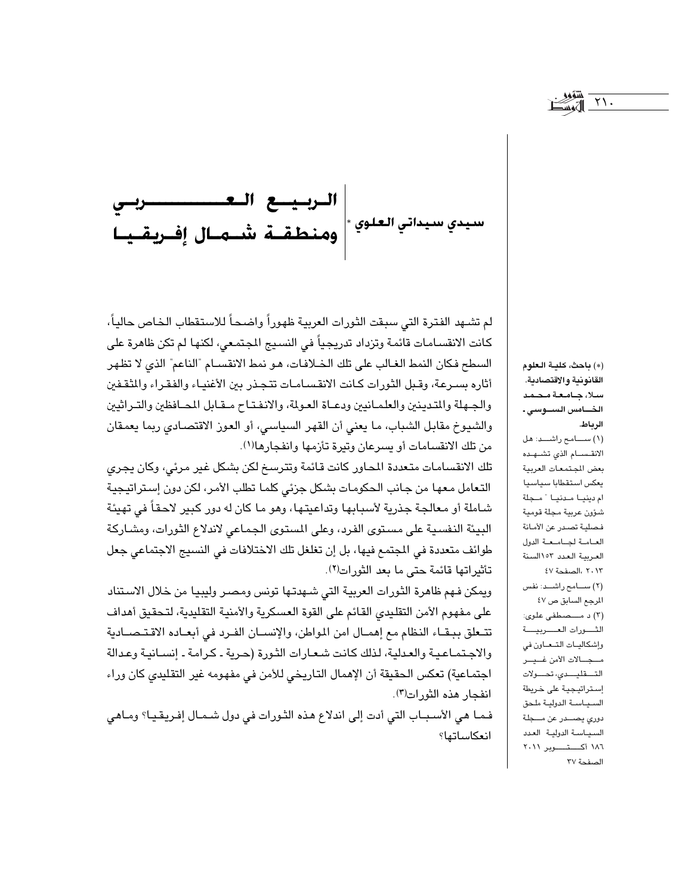# الربيع العربي ومنطقة شمال إفريقيا

**سيدي سيداتي العلوي** *

لم تشهد الفترة التي سبقت الثورات العربية ظهوراً واضحاً للاستقطاب الخاص حالياً، كانت الانقسامات قائمة وتزداد تدريجياً في النسيج المجتمعي، لكنها لم تكن ظاهرة على السطح فكان النمط الغالب على تلك الخلافات، هو نمط الانقسام "الناعم" الذي لا تظهر أثاره بسرعة، وقبل الثورات كانت الانقسامات تتجذر بين الأغنياء والفقراء والمثقفين والجهلة والمتدينين والعلمانيين ودعاة العولمة، والانفتاح مقابل المحافظين والتراثيين والشيوخ مقابل الشباب، ما يعني أن القهر السياسي، أو العوز الاقتصادي ربما يعمقان من تلك الانقسامات أو يسرعان وتيرة تأزمها وانفجارها[1].

تلك الانقسامات متعددة المحاور كانت قائمة وتترسخ لكن بشكل غير مرئي، وكان يجري التعامل معها من جانب الحكومات بشكل جزئي كلما تطلب الأمر، لكن دون إستراتيجية شاملة أو معالجة جذرية لأسبابها وتداعيتها، وهو ما كان له دور كبير لاحقاً في تهيئة البيئة النفسية على مستوى الفرد، وعلى المستوى الجماعي لاندلاع الثورات، ومشاركة طوائف متعددة في المجتمع فيها، بل إن تغلغل تلك الاختلافات في النسيج الاجتماعي جعل تأثيراتها قائمة حتى ما بعد الثورات[2].

ويمكن فهم ظاهرة الثورات العربية التي شهدتها تونس ومصر وليبيا من خلال الاستناد على مفهوم الأمن التقليدي القائم على القوة العسكرية والأمنية التقليدية، لتحقيق أهداف تتعلق ببقاء النظام مع إهمال امن المواطن، والإنسان الفرد في أبعاده الاقتصادية والاجتماعية والعدلية، لذلك كانت شعارات الثورة (حرية - كرامة - إنسانية وعدالة اجتماعية) تعكس الحقيقة أن الإهمال التاريخي للأمن في مفهومه غير التقليدي كان وراء انفجار هذه الثورات[3].

فما هي الأسباب التي أدت إلى اندلاع هذه الثورات في دول شمال إفريقيا؟ وماهي انعكاساتها؟

---

(*) باحث، كلية العلوم القانونية والاقتصادية. سلا، جامعة محمد الخامس السوسي ـ الرباط.

(1) سامح راشد: هل الانقسام الذي تشهده بعض المجتمعات العربية يعكس استقطابا سياسيا ام دينيا مدنيا " مجلة شؤون عربية مجلة قومية فصلية تصدر عن الأمانة العامة لجامعة الدول العربية العدد 153السنة 2013 ،الصفحة 47

(2) سامح راشد: نفس المرجع السابق ص 47

(3) د مصطفى علوي: الثورات العربية وإشكاليات التعاون في مجالات الأمن غير التقليدي، تحولات إستراتيجية على خريطة السياسة الدولية ملحق دوري يصدر عن مجلة السياسة الدولية العدد 186 أكتوبر 2011 الصفحة 37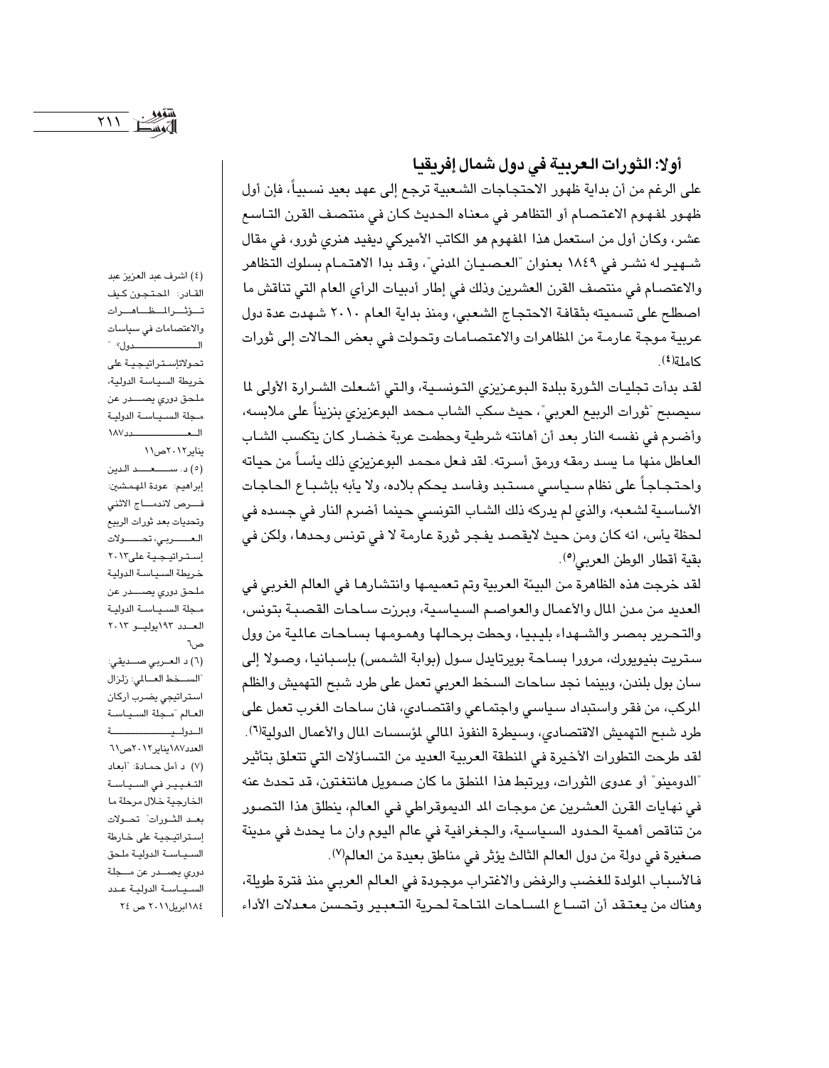## أولا: الثورات العربية في دول شمال إفريقيا

على الرغم من أن بداية ظهور الاحتجاجات الشعبية ترجع إلى عهد بعيد نسبياً، فإن أول ظهور لمفهوم الاعتصام أو التظاهر في معناه الحديث كان في منتصف القرن التاسع عشر، وكان أول من استعمل هذا المفهوم هو الكاتب الأميركي ديفيد هنري ثورو، في مقال شهير له نشر في ١٨٤٩ بعنوان "العصيان المدني"، وقد بدا الاهتمام بسلوك التظاهر والاعتصام في منتصف القرن العشرين وذلك في إطار أدبيات الرأي العام التي تناقش ما اصطلح على تسميته بثقافة الاحتجاج الشعبي، ومنذ بداية العام ٢٠١٠ شهدت عدة دول عربية موجة عارمة من المظاهرات والاعتصامات وتحولت في بعض الحالات إلى ثورات كاملة[٤].

لقد بدأت تجليات الثورة ببلدة البوعزيزي التونسية، والتي أشعلت الشرارة الأولى لما سيصبح "ثورات الربيع العربي"، حيث سكب الشاب محمد البوعزيزي بنزيناً على ملابسه، وأضرم في نفسه النار بعد أن أهانته شرطية وحطمت عربة خضار كان يتكسب الشاب العاطل منها ما يسد رمقه ورمق أسرته. لقد فعل محمد البوعزيزي ذلك يأساً من حياته واحتجاجاً على نظام سياسي مستبد وفاسد يحكم بلاده، ولا يأبه بإشباع الحاجات الأساسية لشعبه، والذي لم يدركه ذلك الشاب التونسي حينما أضرم النار في جسده في لحظة يأس، انه كان ومن حيث لايقصد يفجر ثورة عارمة لا في تونس وحدها، ولكن في بقية أقطار الوطن العربي[٥].

لقد خرجت هذه الظاهرة من البيئة العربية وتم تعميمها وانتشارها في العالم الغربي في العديد من مدن المال والأعمال والعواصم السياسية، وبرزت ساحات القصبة بتونس، والتحرير بمصر والشهداء بليبيا، وحطت برحالها وهمومها بساحات عالمية من وول ستريت بنيويورك، مرورا بساحة بويرتايدل سول (بوابة الشمس) بإسبانيا، وصولا إلى سان بول بلندن، وبينما نجد ساحات السخط العربي تعمل على طرد شبح التهميش والظلم المركب، من فقر واستبداد سياسي واجتماعي واقتصادي، فان ساحات الغرب تعمل على طرد شبح التهميش الاقتصادي، وسيطرة النفوذ المالي لمؤسسات المال والأعمال الدولية[٦].

لقد طرحت التطورات الأخيرة في المنطقة العربية العديد من التساؤلات التي تتعلق بتأثير "الدومينو" أو عدوى الثورات، ويرتبط هذا المنطق ما كان صمويل هانتغتون، قد تحدث عنه في نهايات القرن العشرين عن موجات المد الديموقراطي في العالم، ينطلق هذا التصور من تناقص أهمية الحدود السياسية، والجغرافية في عالم اليوم وان ما يحدث في مدينة صغيرة في دولة من دول العالم الثالث يؤثر في مناطق بعيدة من العالم[٧].

فالأسباب المولدة للغضب والرفض والاغتراب موجودة في العالم العربي منذ فترة طويلة، وهناك من يعتقد أن اتساع المساحات المتاحة لحرية التعبير وتحسن معدلات الأداء

---

(٤) اشرف عبد العزيز عبد القادر: المحتجون كيف تؤثر المظاهرات والاعتصامات في سياسات الدول؟ " تحولاتإستراتيجية على خريطة السياسة الدولية، ملحق دوري يصدر عن مجلة السياسة الدولية العدد١٨٧ يناير٢٠١٢ص١١

(٥) د. سعد الدين إبراهيم: عودة المهمشين: فرص لاندماج الاثني وتحديات بعد ثورات الربيع العربي، تحولات إستراتيجية على٢٠١٣ خريطة السياسة الدولية ملحق دوري يصدر عن مجلة السياسة الدولية العدد ١٩٣يوليو ٢٠١٣ ص٦

(٦) د العربي صديقي: "السخط العالمي: زلزال استراتيجي يضرب أركان العالم "مجلة السياسة الدولية العدد١٨٧يناير٢٠١٢ص٦١

(٧) د أمل حمادة: "أبعاد التغيير في السياسة الخارجية خلال مرحلة ما بعد الثورات" تحولات إستراتيجية على خارطة السياسة الدولية ملحق دوري يصدر عن مجلة السياسة الدولية عدد ١٨٤ابريل٢٠١١ ص ٢٤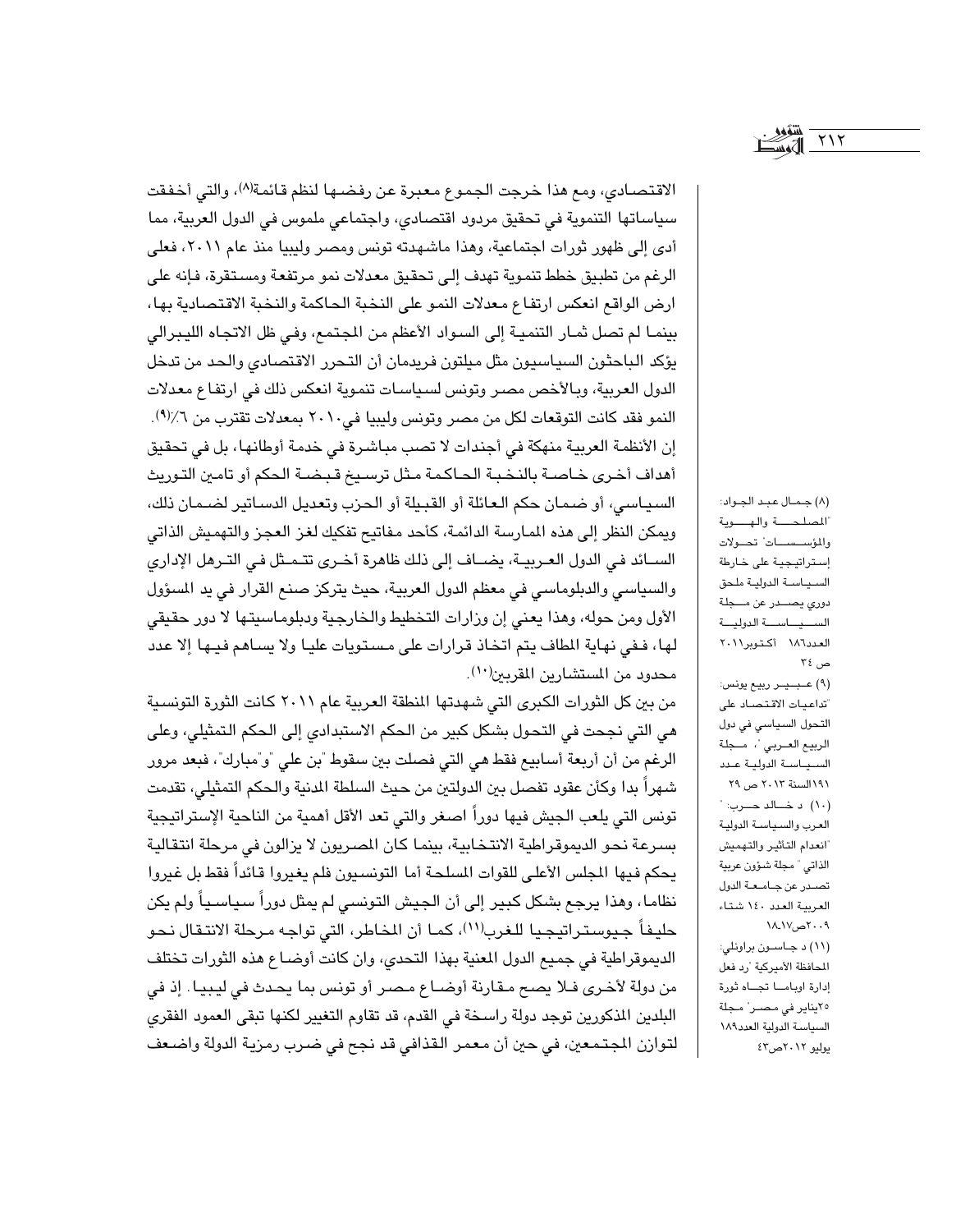الاقتصادي، ومع هذا خرجت الجموع معبرة عن رفضها لنظم قائمة[8]، والتي أخفقت سياساتها التنموية في تحقيق مردود اقتصادي، واجتماعي ملموس في الدول العربية، مما أدى إلى ظهور ثورات اجتماعية، وهذا ماشهدته تونس ومصر وليبيا منذ عام ٢٠١١، فعلى الرغم من تطبيق خطط تنموية تهدف إلى تحقيق معدلات نمو مرتفعة ومستقرة، فإنه على ارض الواقع انعكس ارتفاع معدلات النمو على النخبة الحاكمة والنخبة الاقتصادية بها، بينما لم تصل ثمار التنمية إلى السواد الأعظم من المجتمع، وفي ظل الاتجاه الليبرالي يؤكد الباحثون السياسيون مثل ميلتون فريدمان أن التحرر الاقتصادي والحد من تدخل الدول العربية، وبالأخص مصر وتونس لسياسات تنموية انعكس ذلك في ارتفاع معدلات النمو فقد كانت التوقعات لكل من مصر وتونس وليبيا في٢٠١٠ بمعدلات تقترب من ٦٪[9].

إن الأنظمة العربية منهكة في أجندات لا تصب مباشرة في خدمة أوطانها، بل في تحقيق أهداف أخرى خاصة بالنخبة الحاكمة مثل ترسيخ قبضة الحكم أو تامين التوريث السياسي، أو ضمان حكم العائلة أو القبيلة أو الحزب وتعديل الدساتير لضمان ذلك، ويمكن النظر إلى هذه الممارسة الدائمة، كأحد مفاتيح تفكيك لغز العجز والتهميش الذاتي السائد في الدول العربية، يضاف إلى ذلك ظاهرة أخرى تتمثل في الترهل الإداري والسياسي والدبلوماسي في معظم الدول العربية، حيث يتركز صنع القرار في يد المسؤول الأول ومن حوله، وهذا يعني إن وزارات التخطيط والخارجية ودبلوماسيتها لا دور حقيقي لها، ففي نهاية المطاف يتم اتخاذ قرارات على مستويات عليا ولا يساهم فيها إلا عدد محدود من المستشارين المقربين[10].

من بين كل الثورات الكبرى التي شهدتها المنطقة العربية عام ٢٠١١ كانت الثورة التونسية هي التي نجحت في التحول بشكل كبير من الحكم الاستبدادي إلى الحكم التمثيلي، وعلى الرغم من أن أربعة أسابيع فقط هي التي فصلت بين سقوط "بن علي" و"مبارك"، فبعد مرور شهراً بدا وكأن عقود تفصل بين الدولتين من حيث السلطة المدنية والحكم التمثيلي، تقدمت تونس التي يلعب الجيش فيها دوراً اصغر والتي تعد الأقل أهمية من الناحية الإستراتيجية بسرعة نحو الديموقراطية الانتخابية، بينما كان المصريون لا يزالون في مرحلة انتقالية يحكم فيها المجلس الأعلى للقوات المسلحة أما التونسيون فلم يغيروا قائداً فقط بل غيروا نظاما، وهذا يرجع بشكل كبير إلى أن الجيش التونسي لم يمثل دوراً سياسياً ولم يكن حليفاً جيوستراتيجيا للغرب[11]، كما أن المخاطر، التي تواجه مرحلة الانتقال نحو الديموقراطية في جميع الدول المعنية بهذا التحدي، وان كانت أوضاع هذه الثورات تختلف من دولة لأخرى فلا يصح مقارنة أوضاع مصر أو تونس بما يحدث في ليبيا. إذ في البلدين المذكورين توجد دولة راسخة في القدم، قد تقاوم التغيير لكنها تبقى العمود الفقري لتوازن المجتمعين، في حين أن معمر القذافي قد نجح في ضرب رمزية الدولة واضعف

(٨) جمال عبد الجواد: "المصلحة والهوية والمؤسسات" تحولات إستراتيجية على خارطة السياسة الدولية ملحق دوري يصدر عن مجلة السياسة الدولية العدد١٨٦ أكتوبر٢٠١١ ص ٣٤

(٩) عبير ربيع يونس: "تداعيات الاقتصاد على التحول السياسي في دول الربيع العربي"، مجلة السياسة الدولية عدد ١٩١السنة ٢٠١٣ ص ٢٩

(١٠) د خالد حرب: " العرب والسياسة الدولية "انعدام التأثير والتهميش الذاتي " مجلة شؤون عربية تصدر عن جامعة الدول العربية العدد ١٤٠ شتاء ٢٠٠٩ص١٧-١٨

(١١) د جاسون براونلي: المحافظة الأميركية "رد فعل إدارة اوباما تجاه ثورة ٢٥يناير في مصر" مجلة السياسة الدولية العدد١٨٩ يوليو ٢٠١٢ص٤٣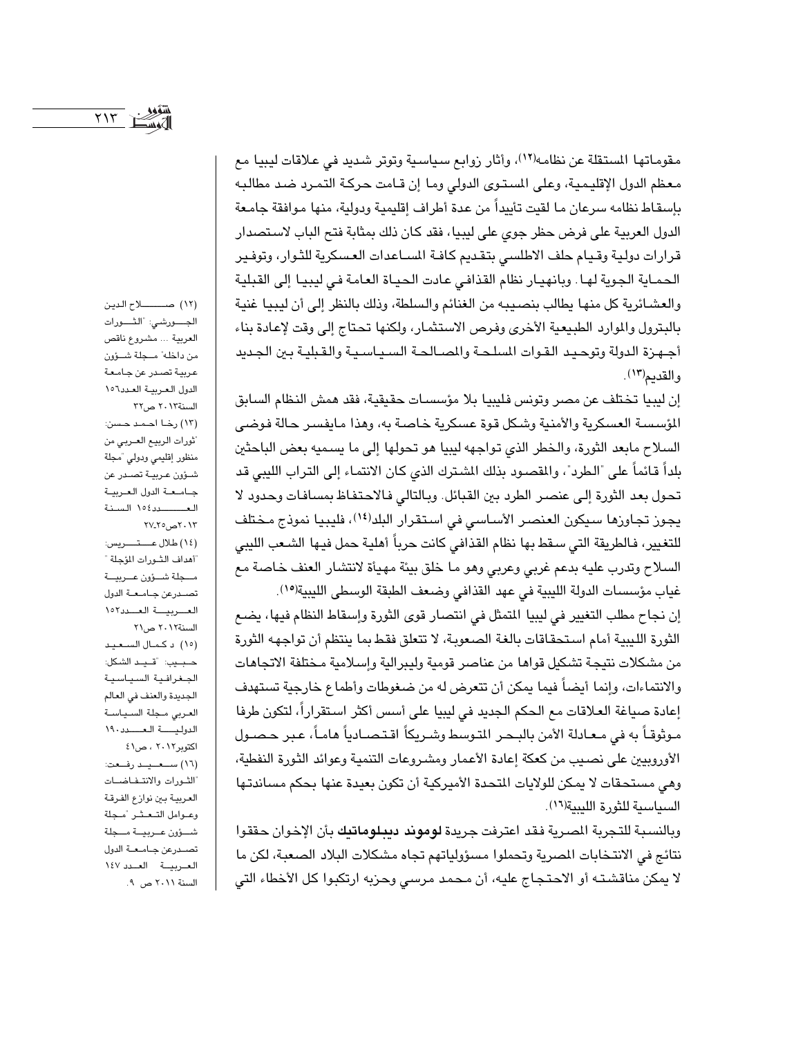مقوماتها المستقلة عن نظامه[١٢]، وأثار زوابع سياسية وتوتر شديد في علاقات ليبيا مع معظم الدول الإقليمية، وعلى المستوى الدولي وما إن قامت حركة التمرد ضد مطالبه بإسقاط نظامه سرعان ما لقيت تأييداً من عدة أطراف إقليمية ودولية، منها موافقة جامعة الدول العربية على فرض حظر جوي على ليبيا، فقد كان ذلك بمثابة فتح الباب لاستصدار قرارات دولية وقيام حلف الاطلسي بتقديم كافة المساعدات العسكرية للثوار، وتوفير الحماية الجوية لها. وبانهيار نظام القذافي عادت الحياة العامة في ليبيا إلى القبلية والعشائرية كل منها يطالب بنصيبه من الغنائم والسلطة، وذلك بالنظر إلى أن ليبيا غنية بالبترول والموارد الطبيعية الأخرى وفرص الاستثمار، ولكنها تحتاج إلى وقت لإعادة بناء أجهزة الدولة وتوحيد القوات المسلحة والمصالحة السياسية والقبلية بين الجديد والقديم[١٣].

إن ليبيا تختلف عن مصر وتونس فليبيا بلا مؤسسات حقيقية، فقد همش النظام السابق المؤسسة العسكرية والأمنية وشكل قوة عسكرية خاصة به، وهذا مايفسر حالة فوضى السلاح مابعد الثورة، والخطر الذي تواجهه ليبيا هو تحولها إلى ما يسميه بعض الباحثين بلداً قائماً على "الطرد"، والمقصود بذلك المشترك الذي كان الانتماء إلى التراب الليبي قد تحول بعد الثورة إلى عنصر الطرد بين القبائل. وبالتالي فالاحتفاظ بمسافات وحدود لا يجوز تجاوزها سيكون العنصر الأساسي في استقرار البلد[١٤]، فليبيا نموذج مختلف للتغيير، فالطريقة التي سقط بها نظام القذافي كانت حرباً أهلية حمل فيها الشعب الليبي السلاح وتدرب عليه بدعم غربي وعربي وهو ما خلق بيئة مهيأة لانتشار العنف خاصة مع غياب مؤسسات الدولة الليبية في عهد القذافي وضعف الطبقة الوسطى الليبية[١٥].

إن نجاح مطلب التغيير في ليبيا المتمثل في انتصار قوى الثورة وإسقاط النظام فيها، يضع الثورة الليبية أمام استحقاقات بالغة الصعوبة، لا تتعلق فقط بما ينتظم أن تواجهه الثورة من مشكلات نتيجة تشكيل قواها من عناصر قومية وليبرالية وإسلامية مختلفة الاتجاهات والانتماءات، وإنما أيضاً فيما يمكن أن تتعرض له من ضغوطات وأطماع خارجية تستهدف إعادة صياغة العلاقات مع الحكم الجديد في ليبيا على أسس أكثر استقراراً، لتكون طرفا موثوقاً به في معادلة الأمن بالبحر المتوسط وشريكاً اقتصادياً هاماً، عبر حصول الأوروبيين على نصيب من كعكة إعادة الأعمار ومشروعات التنمية وعوائد الثورة النفطية، وهي مستحقات لا يمكن للولايات المتحدة الأمريكية أن تكون بعيدة عنها بحكم مساندتها السياسية للثورة الليبية[١٦].

وبالنسبة للتجربة المصرية فقد اعترفت جريدة **لوموند ديبلوماتيك** بأن الإخوان حققوا نتائج في الانتخابات المصرية وتحملوا مسؤولياتهم تجاه مشكلات البلاد الصعبة، لكن ما لا يمكن مناقشته أو الاحتجاج عليه، أن محمد مرسي وحزبه ارتكبوا كل الأخطاء التي

---

(١٢) صلاح الدين الجورشي: "الثورات العربية ... مشروع ناقص من داخله" مجلة شؤون عربية تصدر عن جامعة الدول العربية العدد١٥٦ السنة٢٠١٣ ص٣٢

(١٣) رخا احمد حسن: "ثورات الربيع العربي من منظور إقليمي ودولي "مجلة شؤون عربية تصدر عن جامعة الدول العربية العدد١٥٤ السنة ٢٠١٣ص٢٥ـ٢٧

(١٤) طلال عتريس: "أهداف الثورات المؤجلة " مجلة شؤون عربية تصدرعن جامعة الدول العربية العدد١٥٢ السنة٢٠١٢ ص٢١

(١٥) د كمال السعيد حبيب: "قيد الشكل: الجغرافية السياسية الجديدة والعنف في العالم العربي مجلة السياسة الدولية العدد١٩٠ اكتوبر٢٠١٢ ، ص٤١

(١٦) سعيد رفعت: "الثورات والانتفاضات العربية بين نوازع الفرقة وعوامل التعثر "مجلة شؤون عربية مجلة تصدرعن جامعة الدول العربية العدد ١٤٧ السنة ٢٠١١ ص ٩.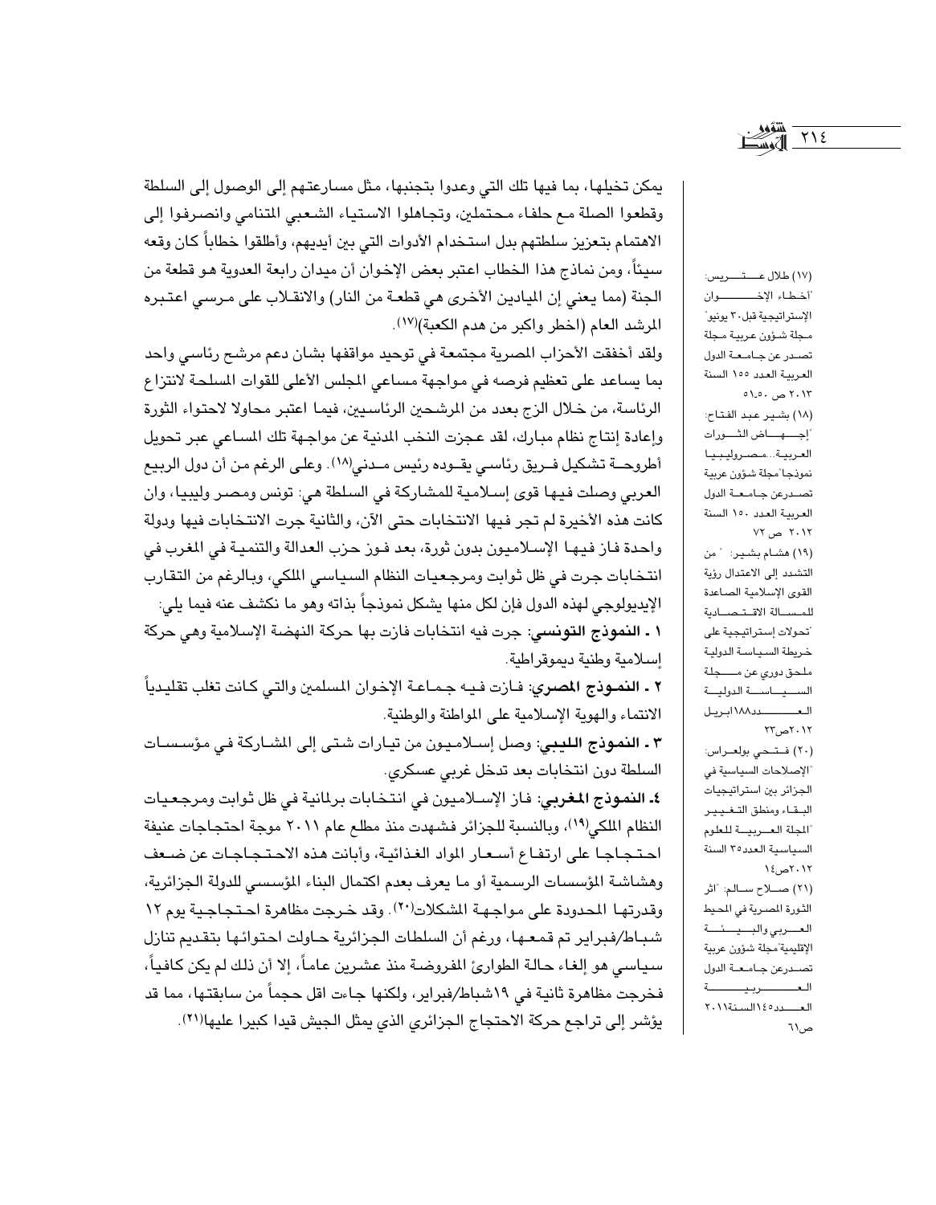يمكن تخيلها، بما فيها تلك التي وعدوا بتجنبها، مثل مسارعتهم إلى الوصول إلى السلطة وقطعوا الصلة مع حلفاء محتملين، وتجاهلوا الاستياء الشعبي المتنامي وانصرفوا إلى الاهتمام بتعزيز سلطتهم بدل استخدام الأدوات التي بين أيديهم، وأطلقوا خطاباً كان وقعه سيئاً، ومن نماذج هذا الخطاب اعتبر بعض الإخوان أن ميدان رابعة العدوية هو قطعة من الجنة (مما يعني إن الميادين الأخرى هي قطعة من النار) والانقلاب على مرسي اعتبره المرشد العام (اخطر واكبر من هدم الكعبة)[17].

ولقد أخفقت الأحزاب المصرية مجتمعة في توحيد مواقفها بشان دعم مرشح رئاسي واحد بما يساعد على تعظيم فرصه في مواجهة مساعي المجلس الأعلى للقوات المسلحة لانتزاع الرئاسة، من خلال الزج بعدد من المرشحين الرئاسيين، فيما اعتبر محاولا لاحتواء الثورة وإعادة إنتاج نظام مبارك، لقد عجزت النخب المدنية عن مواجهة تلك المساعي عبر تحويل أطروحة تشكيل فريق رئاسي يقوده رئيس مدني[18]. وعلى الرغم من أن دول الربيع العربي وصلت فيها قوى إسلامية للمشاركة في السلطة هي: تونس ومصر وليبيا، وان كانت هذه الأخيرة لم تجر فيها الانتخابات حتى الآن، والثانية جرت الانتخابات فيها ودولة واحدة فاز فيها الإسلاميون بدون ثورة، بعد فوز حزب العدالة والتنمية في المغرب في انتخابات جرت في ظل ثوابت ومرجعيات النظام السياسي الملكي، وبالرغم من التقارب الإيديولوجي لهذه الدول فإن لكل منها يشكل نموذجاً بذاته وهو ما نكشف عنه فيما يلي:

١ - **النموذج التونسي**: جرت فيه انتخابات فازت بها حركة النهضة الإسلامية وهي حركة إسلامية وطنية ديموقراطية.

٢ - **النموذج المصري**: فازت فيه جماعة الإخوان المسلمين والتي كانت تغلب تقليدياً الانتماء والهوية الإسلامية على المواطنة والوطنية.

٣ - **النموذج الليبي**: وصل إسلاميون من تيارات شتى إلى المشاركة في مؤسسات السلطة دون انتخابات بعد تدخل غربي عسكري.

٤- **النموذج المغربي**: فاز الإسلاميون في انتخابات برلمانية في ظل ثوابت ومرجعيات النظام الملكي[19]، وبالنسبة للجزائر فشهدت منذ مطلع عام ٢٠١١ موجة احتجاجات عنيفة احتجاجا على ارتفاع أسعار المواد الغذائية، وأبانت هذه الاحتجاجات عن ضعف وهشاشة المؤسسات الرسمية أو ما يعرف بعدم اكتمال البناء المؤسسي للدولة الجزائرية، وقدرتها المحدودة على مواجهة المشكلات[20]. وقد خرجت مظاهرة احتجاجية يوم ١٢ شباط/فبراير تم قمعها، ورغم أن السلطات الجزائرية حاولت احتوائها بتقديم تنازل سياسي هو إلغاء حالة الطوارئ المفروضة منذ عشرين عاماً، إلا أن ذلك لم يكن كافياً، فخرجت مظاهرة ثانية في ١٩شباط/فبراير، ولكنها جاءت اقل حجماً من سابقتها، مما قد يؤشر إلى تراجع حركة الاحتجاج الجزائري الذي يمثل الجيش قيدا كبيرا عليها[21].

---

(١٧) طلال عتريس: "اخطاء الإخوان الإستراتيجية قبل٣٠ يونيو" مجلة شؤون عربية مجلة تصدر عن جامعة الدول العربية العدد ١٥٥ السنة ٢٠١٣ ص ٥٠-٥١

(١٨) بشير عبد الفتاح: "إجهاض الثورات العربية...مصر وليبيا نموذجا"مجلة شؤون عربية تصدرعن جامعة الدول العربية العدد ١٥٠ السنة ٢٠١٢ ص ٧٢

(١٩) هشام بشير: " من التشدد إلى الاعتدال رؤية القوى الإسلامية الصاعدة للمسالة الاقتصادية "تحولات إستراتيجية على خريطة السياسة الدولية ملحق دوري عن مجلة السياسة الدولية العدد١٨٨ابريل ٢٠١٢ص٢٣

(٢٠) فتحي بولعراس: "الإصلاحات السياسية في الجزائر بين استراتيجيات البقاء ومنطق التغيير "المجلة العربية للعلوم السياسية العدد٣٥ السنة ٢٠١٢ص١٤

(٢١) صلاح سالم: "اثر الثورة المصرية في المحيط العربي والبيئة الإقليمية"مجلة شؤون عربية تصدرعن جامعة الدول العربية العدد١٤٥السنة٢٠١١ ص٦١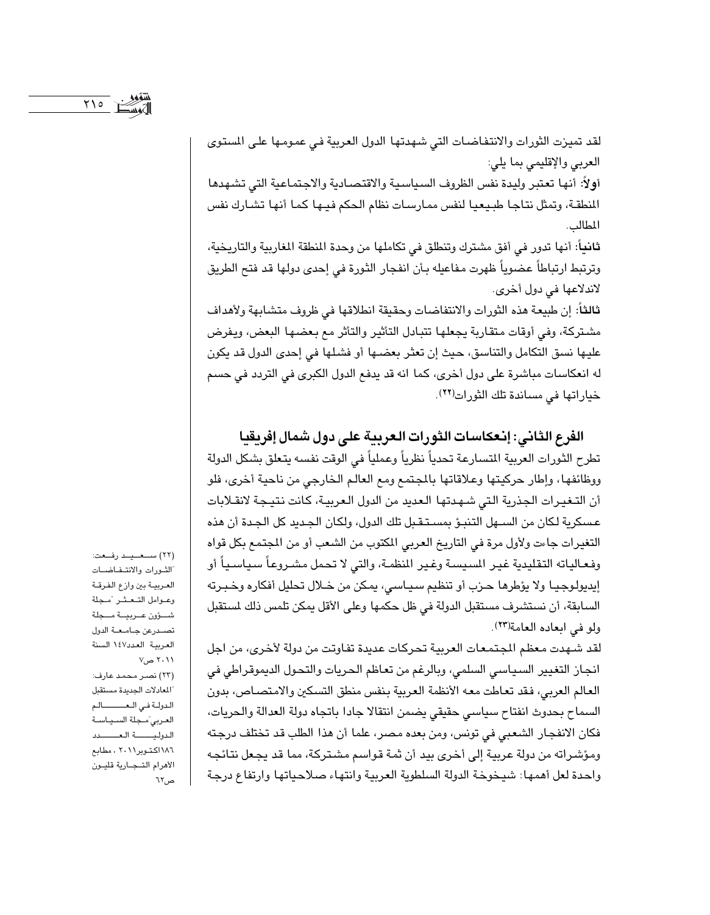لقد تميزت الثورات والانتفاضات التي شهدتها الدول العربية في عمومها على المستوى العربي والإقليمي بما يلي:

**أولاً**: أنها تعتبر وليدة نفس الظروف السياسية والاقتصادية والاجتماعية التي تشهدها المنطقة، وتمثل نتاجا طبيعيا لنفس ممارسات نظام الحكم فيها كما أنها تشارك نفس المطالب.

**ثانياً**: أنها تدور في أفق مشترك وتنطلق في تكاملها من وحدة المنطقة المغاربية والتاريخية، وترتبط ارتباطاً عضوياً ظهرت مفاعيله بأن انفجار الثورة في إحدى دولها قد فتح الطريق لاندلاعها في دول أخرى.

**ثالثاً**: إن طبيعة هذه الثورات والانتفاضات وحقيقة انطلاقها في ظروف متشابهة ولأهداف مشتركة، وفي أوقات متقاربة يجعلها تتبادل التأثير والتأثر مع بعضها البعض، ويفرض عليها نسق التكامل والتناسق، حيث إن تعثر بعضها أو فشلها في إحدى الدول قد يكون له انعكاسات مباشرة على دول أخرى، كما انه قد يدفع الدول الكبرى في التردد في حسم خياراتها في مساندة تلك الثورات[22].

## الفرع الثاني: إنعكاسات الثورات العربية على دول شمال إفريقيا

تطرح الثورات العربية المتسارعة تحدياً نظرياً وعملياً في الوقت نفسه يتعلق بشكل الدولة ووظائفها، وإطار حركيتها وعلاقاتها بالمجتمع ومع العالم الخارجي من ناحية أخرى، فلو أن التغيرات الجذرية التي شهدتها العديد من الدول العربية، كانت نتيجة لانقلابات عسكرية لكان من السهل التنبؤ بمستقبل تلك الدول، ولكان الجديد كل الجدة أن هذه التغيرات جاءت ولأول مرة في التاريخ العربي المكتوب من الشعب أو من المجتمع بكل قواه وفعالياته التقليدية غير المسيسة وغير المنظمة، والتي لا تحمل مشروعاً سياسياً أو إيديولوجيا ولا يؤطرها حزب أو تنظيم سياسي، يمكن من خلال تحليل أفكاره وخبرته السابقة، أن نستشرف مستقبل الدولة في ظل حكمها وعلى الأقل يمكن تلمس ذلك لمستقبل ولو في ابعاده العامة[23].

لقد شهدت معظم المجتمعات العربية تحركات عديدة تفاوتت من دولة لأخرى، من اجل انجاز التغيير السياسي السلمي، وبالرغم من تعاظم الحريات والتحول الديموقراطي في العالم العربي، فقد تعاطت معه الأنظمة العربية بنفس منطق التسكين والامتصاص، بدون السماح بحدوث انفتاح سياسي حقيقي يضمن انتقالا جادا باتجاه دولة العدالة والحريات، فكان الانفجار الشعبي في تونس، ومن بعده مصر، علما أن هذا الطلب قد تختلف درجته ومؤشراته من دولة عربية إلى أخرى بيد أن ثمة قواسم مشتركة، مما قد يجعل نتائجه واحدة لعل أهمها: شيخوخة الدولة السلطوية العربية وانتهاء صلاحياتها وارتفاع درجة

---

(22) سعيد رفعت: "الثورات والانتفاضات العربية بين وازع الفرقة وعوامل التعثر "مجلة شؤون عربية مجلة تصدر عن جامعة الدول العربية العدد147 السنة 2011 ص7

(23) نصر محمد عارف: "المعادلات الجديدة مستقبل الدولة في العالم العربي"مجلة السياسة الدولية العدد 186اكتوبر2011 ، مطابع الأهرام التجارية قليون ص62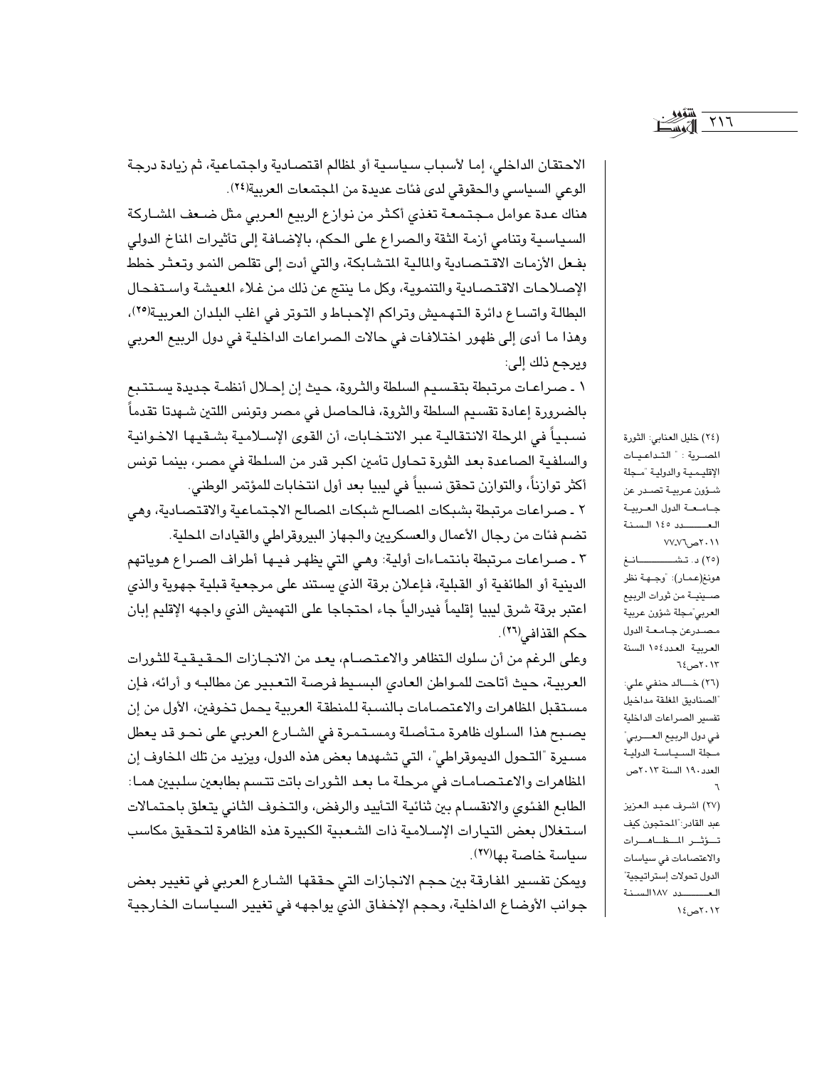الاحتقان الداخلي، إما لأسباب سياسية أو لمظالم اقتصادية واجتماعية، ثم زيادة درجة الوعي السياسي والحقوقي لدى فئات عديدة من المجتمعات العربية[24].

هناك عدة عوامل مجتمعة تغذي أكثر من نوازع الربيع العربي مثل ضعف المشاركة السياسية وتنامي أزمة الثقة والصراع على الحكم، بالإضافة إلى تأثيرات المناخ الدولي بفعل الأزمات الاقتصادية والمالية المتشابكة، والتي أدت إلى تقلص النمو وتعثر خطط الإصلاحات الاقتصادية والتنموية، وكل ما ينتج عن ذلك من غلاء المعيشة واستفحال البطالة واتساع دائرة التهميش وتراكم الإحباط و التوتر في اغلب البلدان العربية[25]، وهذا ما أدى إلى ظهور اختلافات في حالات الصراعات الداخلية في دول الربيع العربي ويرجع ذلك إلى:

١ ـ صراعات مرتبطة بتقسيم السلطة والثروة، حيث إن إحلال أنظمة جديدة يستتبع بالضرورة إعادة تقسيم السلطة والثروة، فالحاصل في مصر وتونس اللتين شهدتا تقدماً نسبياً في المرحلة الانتقالية عبر الانتخابات، أن القوى الإسلامية بشقيها الاخوانية والسلفية الصاعدة بعد الثورة تحاول تأمين اكبر قدر من السلطة في مصر، بينما تونس أكثر توازناً، والتوازن تحقق نسبياً في ليبيا بعد أول انتخابات للمؤتمر الوطني.

٢ ـ صراعات مرتبطة بشبكات المصالح شبكات المصالح الاجتماعية والاقتصادية، وهي تضم فئات من رجال الأعمال والعسكريين والجهاز البيروقراطي والقيادات المحلية.

٣ ـ صراعات مرتبطة بانتماءات أولية: وهي التي يظهر فيها أطراف الصراع هوياتهم الدينية أو الطائفية أو القبلية، فإعلان برقة الذي يستند على مرجعية قبلية جهوية والذي اعتبر برقة شرق ليبيا إقليماً فيدرالياً جاء احتجاجا على التهميش الذي واجهه الإقليم إبان حكم القذافي[26].

وعلى الرغم من أن سلوك التظاهر والاعتصام، يعد من الانجازات الحقيقية للثورات العربية، حيث أتاحت للمواطن العادي البسيط فرصة التعبير عن مطالبه و أرائه، فإن مستقبل المظاهرات والاعتصامات بالنسبة للمنطقة العربية يحمل تخوفين، الأول من إن يصبح هذا السلوك ظاهرة متأصلة ومستمرة في الشارع العربي على نحو قد يعطل مسيرة "التحول الديموقراطي"، التي تشهدها بعض هذه الدول، ويزيد من تلك المخاوف إن المظاهرات والاعتصامات في مرحلة ما بعد الثورات باتت تتسم بطابعين سلبيين هما: الطابع الفئوي والانقسام بين ثنائية التأييد والرفض، والتخوف الثاني يتعلق باحتمالات استغلال بعض التيارات الإسلامية ذات الشعبية الكبيرة هذه الظاهرة لتحقيق مكاسب سياسة خاصة بها[27].

ويمكن تفسير المفارقة بين حجم الانجازات التي حققها الشارع العربي في تغيير بعض جوانب الأوضاع الداخلية، وحجم الإخفاق الذي يواجهه في تغيير السياسات الخارجية

---

(٢٤) خليل العنابي: الثورة المصرية : " التداعيات الإقليمية والدولية "مجلة شؤون عربية تصدر عن جامعة الدول العربية العدد ١٤٥ السنة ٢٠١١ص٧٦،٧٧

(٢٥) د. تشانغ هونغ(عمار): "وجهة نظر صينية من ثورات الربيع العربي"مجلة شؤون عربية مصدرعن جامعة الدول العربية العدد١٥٤ السنة ٢٠١٣ص٦٤

(٢٦) خالد حنفي علي: "الصناديق المغلقة مداخيل تفسير الصراعات الداخلية في دول الربيع العربي" مجلة السياسة الدولية العدد١٩٠ السنة ٢٠١٣ص ٦

(٢٧) اشرف عبد العزيز عبد القادر:"المحتجون كيف تؤثر المظاهرات والاعتصامات في سياسات الدول تحولات إستراتيجية" العدد ١٨٧السنة ٢٠١٢ص١٤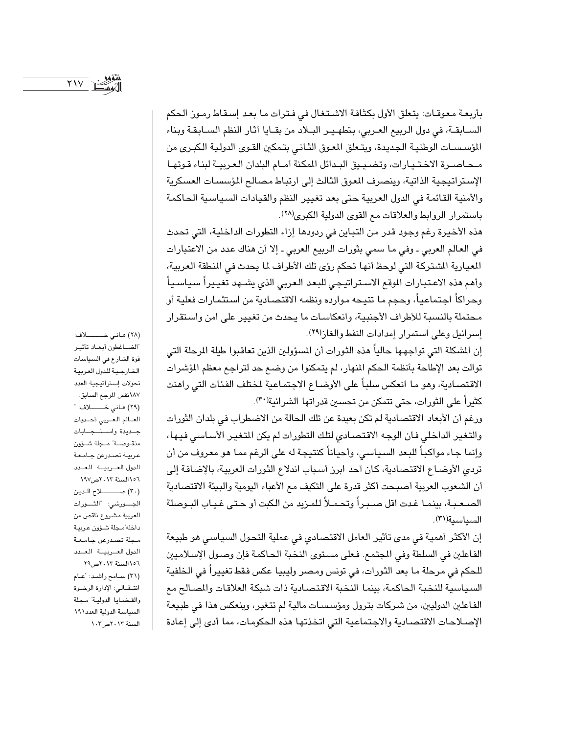بأربعة معوقات: يتعلق الأول بكثافة الاشتغال في فترات ما بعد إسقاط رموز الحكم السابقة، في دول الربيع العربي، بتطهير البلاد من بقايا آثار النظم السابقة وبناء المؤسسات الوطنية الجديدة، ويتعلق المعوق الثاني بتمكين القوى الدولية الكبرى من محاصرة الاختيارات، وتضييق البدائل الممكنة أمام البلدان العربية لبناء قوتها الإستراتيجية الذاتية، وينصرف المعوق الثالث إلى ارتباط مصالح المؤسسات العسكرية والأمنية القائمة في الدول العربية حتى بعد تغيير النظم والقيادات السياسية الحاكمة باستمرار الروابط والعلاقات مع القوى الدولية الكبرى[28].

هذه الأخيرة رغم وجود قدر من التباين في ردودها إزاء التطورات الداخلية، التي تحدث في العالم العربي - وفي ما سمي بثورات الربيع العربي - إلا أن هناك عدد من الاعتبارات المعيارية المشتركة التي لوحظ أنها تحكم رؤى تلك الأطراف لما يحدث في المنطقة العربية، وأهم هذه الاعتبارات الموقع الاستراتيجي للبعد العربي الذي يشهد تغييراً سياسياً وحراكاً اجتماعياً، وحجم ما تتيحه موارده ونظمه الاقتصادية من استثمارات فعلية أو محتملة بالنسبة للأطراف الأجنبية، وانعكاسات ما يحدث من تغيير على امن واستقرار إسرائيل وعلى استمرار إمدادات النفط والغاز[29].

إن المشكلة التي تواجهها حالياً هذه الثورات أن المسؤولين الذين تعاقبوا طيلة المرحلة التي توالت بعد الإطاحة بأنظمة الحكم المنهار، لم يتمكنوا من وضع حد لتراجع معظم المؤشرات الاقتصادية، وهو ما انعكس سلباً على الأوضاع الاجتماعية لمختلف الفئات التي راهنت كثيراً على الثورات، حتى تتمكن من تحسين قدراتها الشرائية[30].

ورغم أن الأبعاد الاقتصادية لم تكن بعيدة عن تلك الحالة من الاضطراب في بلدان الثورات والتغير الداخلي فان الوجه الاقتصادي لتلك التطورات لم يكن المتغير الأساسي فيها، وإنما جاء مواكباً للبعد السياسي، وأحياناً كنتيجة له على الرغم مما هو معروف من أن تردي الأوضاع الاقتصادية، كان أحد ابرز أسباب اندلاع الثورات العربية، بالإضافة إلى أن الشعوب العربية أصبحت أكثر قدرة على التكيف مع الأعباء اليومية والبيئة الاقتصادية الصعبة، بينما غدت اقل صبراً وتحملاً للمزيد من الكبت أو حتى غياب البوصلة السياسية[31].

إن الأكثر أهمية في مدى تأثير العامل الاقتصادي في عملية التحول السياسي هو طبيعة الفاعلين في السلطة وفي المجتمع. فعلى مستوى النخبة الحاكمة فإن وصول الإسلاميين للحكم في مرحلة ما بعد الثورات، في تونس ومصر وليبيا عكس فقط تغييراً في الخلفية السياسية للنخبة الحاكمة، بينما النخبة الاقتصادية ذات شبكة العلاقات والمصالح مع الفاعلين الدوليين، من شركات بترول ومؤسسات مالية لم تتغير، وينعكس هذا في طبيعة الإصلاحات الاقتصادية والاجتماعية التي اتخذتها هذه الحكومات، مما أدى إلى إعادة

---

(28) هاني خلاف: "الضاغطون أبعاد تأثير قوة الشارع في السياسات الخارجية للدول العربية تحولات إستراتيجية العدد 187نفس المرجع السابق.

(29) هاني خلاف: "العالم العربي تحديات جديدة واستجابات منقوصة" مجلة شؤون عربية تصدرعن جامعة الدول العربية العدد 156السنة 2013ص197

(30) صلاح الدين الجورشي: "الثورات العربية مشروع ناقص من داخله"مجلة شؤون عربية مجلة تصدرعن جامعة الدول العربية العدد 156السنة 2013ص29

(31) سامح راشد: "عام انتقالي: الإدارة الرخوة والقضايا الدولية" مجلة السياسة الدولية العدد191 السنة 2013ص103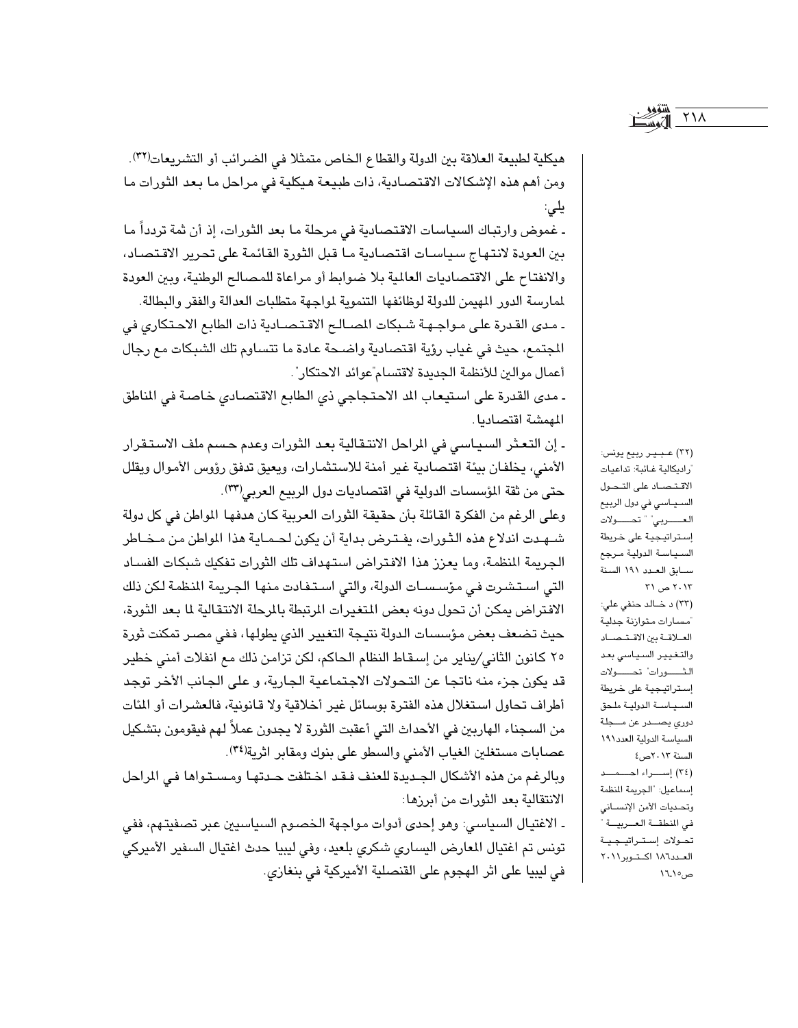هيكلية لطبيعة العلاقة بين الدولة والقطاع الخاص متمثلا في الضرائب أو التشريعات[٣٢]. ومن أهم هذه الإشكالات الاقتصادية، ذات طبيعة هيكلية في مراحل ما بعد الثورات ما يلي:

- غموض وارتباك السياسات الاقتصادية في مرحلة ما بعد الثورات، إذ أن ثمة ترددا ما بين العودة لانتهاج سياسات اقتصادية ما قبل الثورة القائمة على تحرير الاقتصاد، والانفتاح على الاقتصاديات العالمية بلا ضوابط أو مراعاة للمصالح الوطنية، وبين العودة لممارسة الدور المهيمن للدولة لوظائفها التنموية لمواجهة متطلبات العدالة والفقر والبطالة.
- مدى القدرة على مواجهة شبكات المصالح الاقتصادية ذات الطابع الاحتكاري في المجتمع، حيث في غياب رؤية اقتصادية واضحة عادة ما تتساوم تلك الشبكات مع رجال أعمال موالين للأنظمة الجديدة لاقتسام"عوائد الاحتكار".
- مدى القدرة على استيعاب المد الاحتجاجي ذي الطابع الاقتصادي خاصة في المناطق المهمشة اقتصاديا.
- إن التعثر السياسي في المراحل الانتقالية بعد الثورات وعدم حسم ملف الاستقرار الأمني، يخلفان بيئة اقتصادية غير آمنة للاستثمارات، ويعيق تدفق رؤوس الأموال ويقلل حتى من ثقة المؤسسات الدولية في اقتصاديات دول الربيع العربي[٣٣].

وعلى الرغم من الفكرة القائلة بأن حقيقة الثورات العربية كان هدفها المواطن في كل دولة شهدت اندلاع هذه الثورات، يفترض بداية أن يكون لحماية هذا المواطن من مخاطر الجريمة المنظمة، وما يعزز هذا الافتراض استهداف تلك الثورات تفكيك شبكات الفساد التي استشرت في مؤسسات الدولة، والتي استفادت منها الجريمة المنظمة لكن ذلك الافتراض يمكن أن تحول دونه بعض المتغيرات المرتبطة بالمرحلة الانتقالية لما بعد الثورة، حيث تضعف بعض مؤسسات الدولة نتيجة التغيير الذي يطولها، ففي مصر تمكنت ثورة ٢٥ كانون الثاني/يناير من إسقاط النظام الحاكم، لكن تزامن ذلك مع انفلات أمني خطير قد يكون جزء منه ناتجا عن التحولات الاجتماعية الجارية، و على الجانب الآخر توجد أطراف تحاول استغلال هذه الفترة بوسائل غير أخلاقية ولا قانونية، فالعشرات أو المئات من السجناء الهاربين في الأحداث التي أعقبت الثورة لا يجدون عملاً لهم فيقومون بتشكيل عصابات مستغلين الغياب الأمني والسطو على بنوك ومقابر اثرية[٣٤].

وبالرغم من هذه الأشكال الجديدة للعنف فقد اختلفت حدتها ومستواها في المراحل الانتقالية بعد الثورات من أبرزها:

- الاغتيال السياسي: وهو إحدى أدوات مواجهة الخصوم السياسيين عبر تصفيتهم، ففي تونس تم اغتيال المعارض اليساري شكري بلعيد، وفي ليبيا حدث اغتيال السفير الأميركي في ليبيا على اثر الهجوم على القنصلية الأميركية في بنغازي.

---

(٣٢) عبير ربيع يونس: "راديكالية غائبة: تداعيات الاقتصاد على التحول السياسي في دول الربيع العربي" "تحولات إستراتيجية على خريطة السياسة الدولية مرجع سابق العدد ١٩١ السنة ٢٠١٣ ص ٣١

(٣٣) د خالد حنفي علي: "مسارات متوازنة جدلية العلاقة بين الاقتصاد والتغيير السياسي بعد الثورات" تحولات إستراتيجية على خريطة السياسة الدولية ملحق دوري يصدر عن مجلة السياسة الدولية العدد١٩١ السنة ٢٠١٣ص٤

(٣٤) إسراء احمد إسماعيل: "الجريمة المنظمة وتحديات الأمن الإنساني في المنطقة العربية" تحولات إستراتيجية العدد١٨٦ اكتوبر٢٠١١ ص١٥-١٦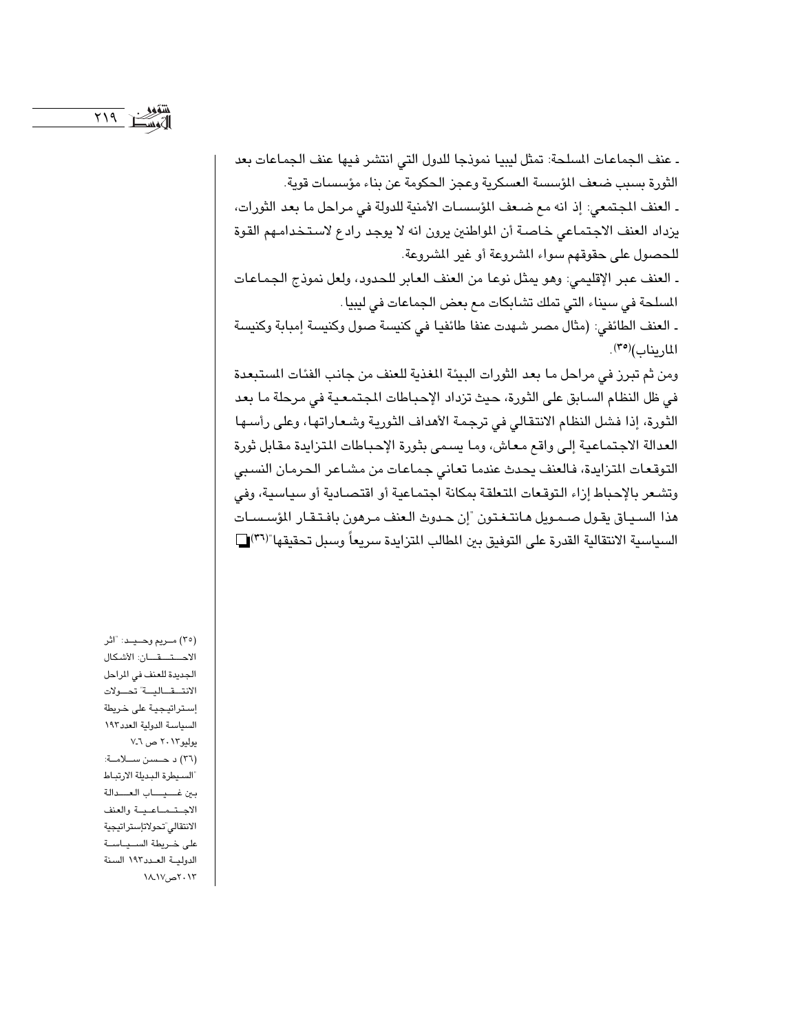- عنف الجماعات المسلحة: تمثل ليبيا نموذجا للدول التي انتشر فيها عنف الجماعات بعد الثورة بسبب ضعف المؤسسة العسكرية وعجز الحكومة عن بناء مؤسسات قوية.

- العنف المجتمعي: إذ انه مع ضعف المؤسسات الأمنية للدولة في مراحل ما بعد الثورات، يزداد العنف الاجتماعي خاصة أن المواطنين يرون انه لا يوجد رادع لاستخدامهم القوة للحصول على حقوقهم سواء المشروعة أو غير المشروعة.

- العنف عبر الإقليمي: وهو يمثل نوعا من العنف العابر للحدود، ولعل نموذج الجماعات المسلحة في سيناء التي تملك تشابكات مع بعض الجماعات في ليبيا.

- العنف الطائفي: (مثال مصر شهدت عنفا طائفيا في كنيسة صول وكنيسة إمبابة وكنيسة الماريناب)[٣٥].

ومن ثم تبرز في مراحل ما بعد الثورات البيئة المغذية للعنف من جانب الفئات المستبعدة في ظل النظام السابق على الثورة، حيث تزداد الإحباطات المجتمعية في مرحلة ما بعد الثورة، إذا فشل النظام الانتقالي في ترجمة الأهداف الثورية وشعاراتها، وعلى رأسها العدالة الاجتماعية إلى واقع معاش، وما يسمى بثورة الإحباطات المتزايدة مقابل ثورة التوقعات المتزايدة، فالعنف يحدث عندما تعاني جماعات من مشاعر الحرمان النسبي وتشعر بالإحباط إزاء التوقعات المتعلقة بمكانة اجتماعية أو اقتصادية أو سياسية، وفي هذا السياق يقول صمويل هانتغتون "إن حدوث العنف مرهون بافتقار المؤسسات السياسية الانتقالية القدرة على التوفيق بين المطالب المتزايدة سريعاً وسبل تحقيقها"[٣٦] ■

(٣٥) مريم وحيد: "اثر الاحتقان: الأشكال الجديدة للعنف في المراحل الانتقالية" تحولات إستراتيجية على خريطة السياسة الدولية العدد١٩٣ يوليو٢٠١٣ ص ٦-٧

(٣٦) د حسن سلامة: "السيطرة البديلة الارتباط بين غياب العدالة الاجتماعية والعنف الانتقالي"تحولاتإستراتيجية على خريطة السياسة الدولية العدد١٩٣ السنة ٢٠١٣ص١٧-١٨